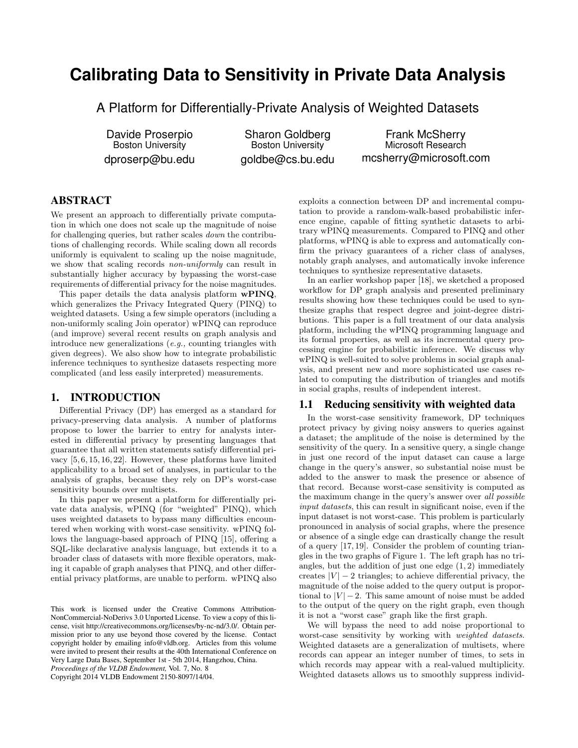# Calibrating Data to Sensitivity in Private Data Analysis

## A Platform for Differentially-Private Analysis of Weighted Datasets

Davide Proserpio
Boston University
dproserp@bu.edu

Sharon Goldberg
Boston University
goldbe@cs.bu.edu

Frank McSherry
Microsoft Research
mcsherry@microsoft.com

## ABSTRACT

We present an approach to differentially private computation in which one does not scale up the magnitude of noise for challenging queries, but rather scales *down* the contributions of challenging records. While scaling down all records uniformly is equivalent to scaling up the noise magnitude, we show that scaling records *non-uniformly* can result in substantially higher accuracy by bypassing the worst-case requirements of differential privacy for the noise magnitudes.

This paper details the data analysis platform **wPINQ**, which generalizes the Privacy Integrated Query (PINQ) to weighted datasets. Using a few simple operators (including a non-uniformly scaling Join operator) wPINQ can reproduce (and improve) several recent results on graph analysis and introduce new generalizations (*e.g.,* counting triangles with given degrees). We also show how to integrate probabilistic inference techniques to synthesize datasets respecting more complicated (and less easily interpreted) measurements.

## 1. INTRODUCTION

Differential Privacy (DP) has emerged as a standard for privacy-preserving data analysis. A number of platforms propose to lower the barrier to entry for analysts interested in differential privacy by presenting languages that guarantee that all written statements satisfy differential privacy [5,6,15,16,22]. However, these platforms have limited applicability to a broad set of analyses, in particular to the analysis of graphs, because they rely on DP's worst-case sensitivity bounds over multisets.

In this paper we present a platform for differentially private data analysis, wPINQ (for "weighted" PINQ), which uses weighted datasets to bypass many difficulties encountered when working with worst-case sensitivity. wPINQ follows the language-based approach of PINQ [15], offering a SQL-like declarative analysis language, but extends it to a broader class of datasets with more flexible operators, making it capable of graph analyses that PINQ, and other differential privacy platforms, are unable to perform. wPINQ also exploits a connection between DP and incremental computation to provide a random-walk-based probabilistic inference engine, capable of fitting synthetic datasets to arbitrary wPINQ measurements. Compared to PINQ and other platforms, wPINQ is able to express and automatically confirm the privacy guarantees of a richer class of analyses, notably graph analyses, and automatically invoke inference techniques to synthesize representative datasets.

In an earlier workshop paper [18], we sketched a proposed workflow for DP graph analysis and presented preliminary results showing how these techniques could be used to synthesize graphs that respect degree and joint-degree distributions. This paper is a full treatment of our data analysis platform, including the wPINQ programming language and its formal properties, as well as its incremental query processing engine for probabilistic inference. We discuss why wPINQ is well-suited to solve problems in social graph analysis, and present new and more sophisticated use cases related to computing the distribution of triangles and motifs in social graphs, results of independent interest.

### 1.1 Reducing sensitivity with weighted data

In the worst-case sensitivity framework, DP techniques protect privacy by giving noisy answers to queries against a dataset; the amplitude of the noise is determined by the sensitivity of the query. In a sensitive query, a single change in just one record of the input dataset can cause a large change in the query's answer, so substantial noise must be added to the answer to mask the presence or absence of that record. Because worst-case sensitivity is computed as the maximum change in the query's answer over *all possible input datasets*, this can result in significant noise, even if the input dataset is not worst-case. This problem is particularly pronounced in analysis of social graphs, where the presence or absence of a single edge can drastically change the result of a query [17,19]. Consider the problem of counting triangles in the two graphs of Figure 1. The left graph has no triangles, but the addition of just one edge $(1, 2)$ immediately creates $|V| - 2$ triangles; to achieve differential privacy, the magnitude of the noise added to the query output is proportional to $|V| - 2$. This same amount of noise must be added to the output of the query on the right graph, even though it is not a "worst case" graph like the first graph.

We will bypass the need to add noise proportional to worst-case sensitivity by working with *weighted datasets*. Weighted datasets are a generalization of multisets, where records can appear an integer number of times, to sets in which records may appear with a real-valued multiplicity. Weighted datasets allows us to smoothly suppress individ-

This work is licensed under the Creative Commons Attribution-NonCommercial-NoDerivs 3.0 Unported License. To view a copy of this license, visit http://creativecommons.org/licenses/by-nc-nd/3.0/. Obtain permission prior to any use beyond those covered by the license. Contact copyright holder by emailing info@vldb.org. Articles from this volume were invited to present their results at the 40th International Conference on Very Large Data Bases, September 1st - 5th 2014, Hangzhou, China.
*Proceedings of the VLDB Endowment,* Vol. 7, No. 8
Copyright 2014 VLDB Endowment 2150-8097/14/04.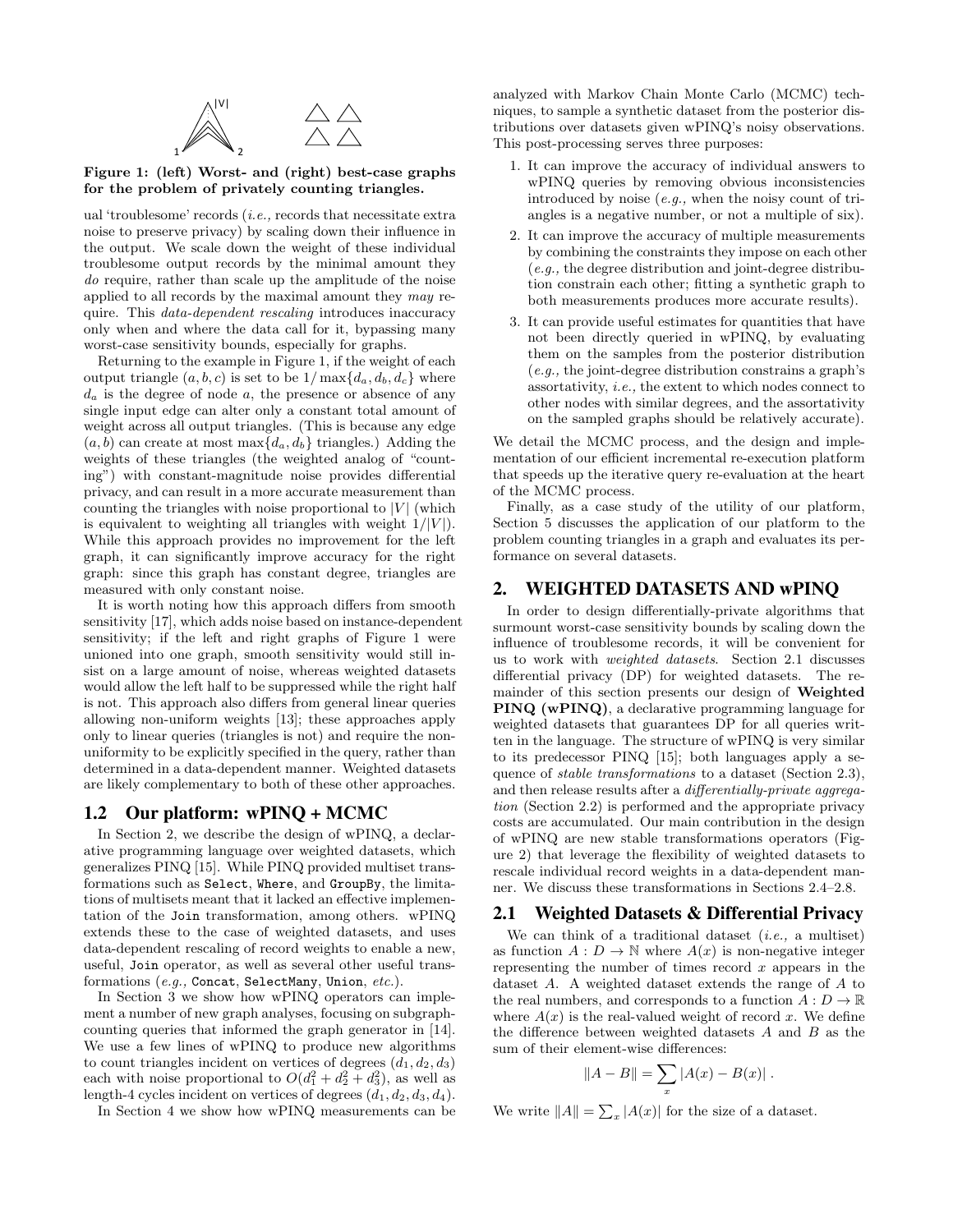**Figure 1: (left) Worst- and (right) best-case graphs for the problem of privately counting triangles.**

ual 'troublesome' records (*i.e.,* records that necessitate extra noise to preserve privacy) by scaling down their influence in the output. We scale down the weight of these individual troublesome output records by the minimal amount they *do* require, rather than scale up the amplitude of the noise applied to all records by the maximal amount they *may* require. This *data-dependent rescaling* introduces inaccuracy only when and where the data call for it, bypassing many worst-case sensitivity bounds, especially for graphs.

Returning to the example in Figure 1, if the weight of each output triangle $(a, b, c)$ is set to be $1/\max\{d_a, d_b, d_c\}$ where $d_a$ is the degree of node $a$, the presence or absence of any single input edge can alter only a constant total amount of weight across all output triangles. (This is because any edge $(a, b)$ can create at most $\max\{d_a, d_b\}$ triangles.) Adding the weights of these triangles (the weighted analog of "counting") with constant-magnitude noise provides differential privacy, and can result in a more accurate measurement than counting the triangles with noise proportional to $|V|$ (which is equivalent to weighting all triangles with weight $1/|V|$). While this approach provides no improvement for the left graph, it can significantly improve accuracy for the right graph: since this graph has constant degree, triangles are measured with only constant noise.

It is worth noting how this approach differs from smooth sensitivity [17], which adds noise based on instance-dependent sensitivity; if the left and right graphs of Figure 1 were unioned into one graph, smooth sensitivity would still insist on a large amount of noise, whereas weighted datasets would allow the left half to be suppressed while the right half is not. This approach also differs from general linear queries allowing non-uniform weights [13]; these approaches apply only to linear queries (triangles is not) and require the non-uniformity to be explicitly specified in the query, rather than determined in a data-dependent manner. Weighted datasets are likely complementary to both of these other approaches.

## 1.2 Our platform: wPINQ + MCMC

In Section 2, we describe the design of wPINQ, a declarative programming language over weighted datasets, which generalizes PINQ [15]. While PINQ provided multiset transformations such as `Select`, `Where`, and `GroupBy`, the limitations of multisets meant that it lacked an effective implementation of the `Join` transformation, among others. wPINQ extends these to the case of weighted datasets, and uses data-dependent rescaling of record weights to enable a new, useful, `Join` operator, as well as several other useful transformations (*e.g.,* `Concat`, `SelectMany`, `Union`, *etc.*).

In Section 3 we show how wPINQ operators can implement a number of new graph analyses, focusing on subgraph-counting queries that informed the graph generator in [14]. We use a few lines of wPINQ to produce new algorithms to count triangles incident on vertices of degrees $(d_1, d_2, d_3)$ each with noise proportional to $O(d_1^2 + d_2^2 + d_3^2)$, as well as length-4 cycles incident on vertices of degrees $(d_1, d_2, d_3, d_4)$.

In Section 4 we show how wPINQ measurements can be analyzed with Markov Chain Monte Carlo (MCMC) techniques, to sample a synthetic dataset from the posterior distributions over datasets given wPINQ's noisy observations. This post-processing serves three purposes:

1. It can improve the accuracy of individual answers to wPINQ queries by removing obvious inconsistencies introduced by noise (*e.g.,* when the noisy count of triangles is a negative number, or not a multiple of six).
2. It can improve the accuracy of multiple measurements by combining the constraints they impose on each other (*e.g.,* the degree distribution and joint-degree distribution constrain each other; fitting a synthetic graph to both measurements produces more accurate results).
3. It can provide useful estimates for quantities that have not been directly queried in wPINQ, by evaluating them on the samples from the posterior distribution (*e.g.,* the joint-degree distribution constrains a graph's assortativity, *i.e.,* the extent to which nodes connect to other nodes with similar degrees, and the assortativity on the sampled graphs should be relatively accurate).

We detail the MCMC process, and the design and implementation of our efficient incremental re-execution platform that speeds up the iterative query re-evaluation at the heart of the MCMC process.

Finally, as a case study of the utility of our platform, Section 5 discusses the application of our platform to the problem counting triangles in a graph and evaluates its performance on several datasets.

# 2. WEIGHTED DATASETS AND wPINQ

In order to design differentially-private algorithms that surmount worst-case sensitivity bounds by scaling down the influence of troublesome records, it will be convenient for us to work with *weighted datasets*. Section 2.1 discusses differential privacy (DP) for weighted datasets. The remainder of this section presents our design of **Weighted PINQ (wPINQ)**, a declarative programming language for weighted datasets that guarantees DP for all queries written in the language. The structure of wPINQ is very similar to its predecessor PINQ [15]; both languages apply a sequence of *stable transformations* to a dataset (Section 2.3), and then release results after a *differentially-private aggregation* (Section 2.2) is performed and the appropriate privacy costs are accumulated. Our main contribution in the design of wPINQ are new stable transformations operators (Figure 2) that leverage the flexibility of weighted datasets to rescale individual record weights in a data-dependent manner. We discuss these transformations in Sections 2.4–2.8.

## 2.1 Weighted Datasets & Differential Privacy

We can think of a traditional dataset (*i.e.,* a multiset) as function $A : D \to \mathbb{N}$ where $A(x)$ is non-negative integer representing the number of times record $x$ appears in the dataset $A$. A weighted dataset extends the range of $A$ to the real numbers, and corresponds to a function $A : D \to \mathbb{R}$ where $A(x)$ is the real-valued weight of record $x$. We define the difference between weighted datasets $A$ and $B$ as the sum of their element-wise differences:

$$\|A - B\| = \sum_x |A(x) - B(x)| \ .$$

We write $\|A\| = \sum_x |A(x)|$ for the size of a dataset.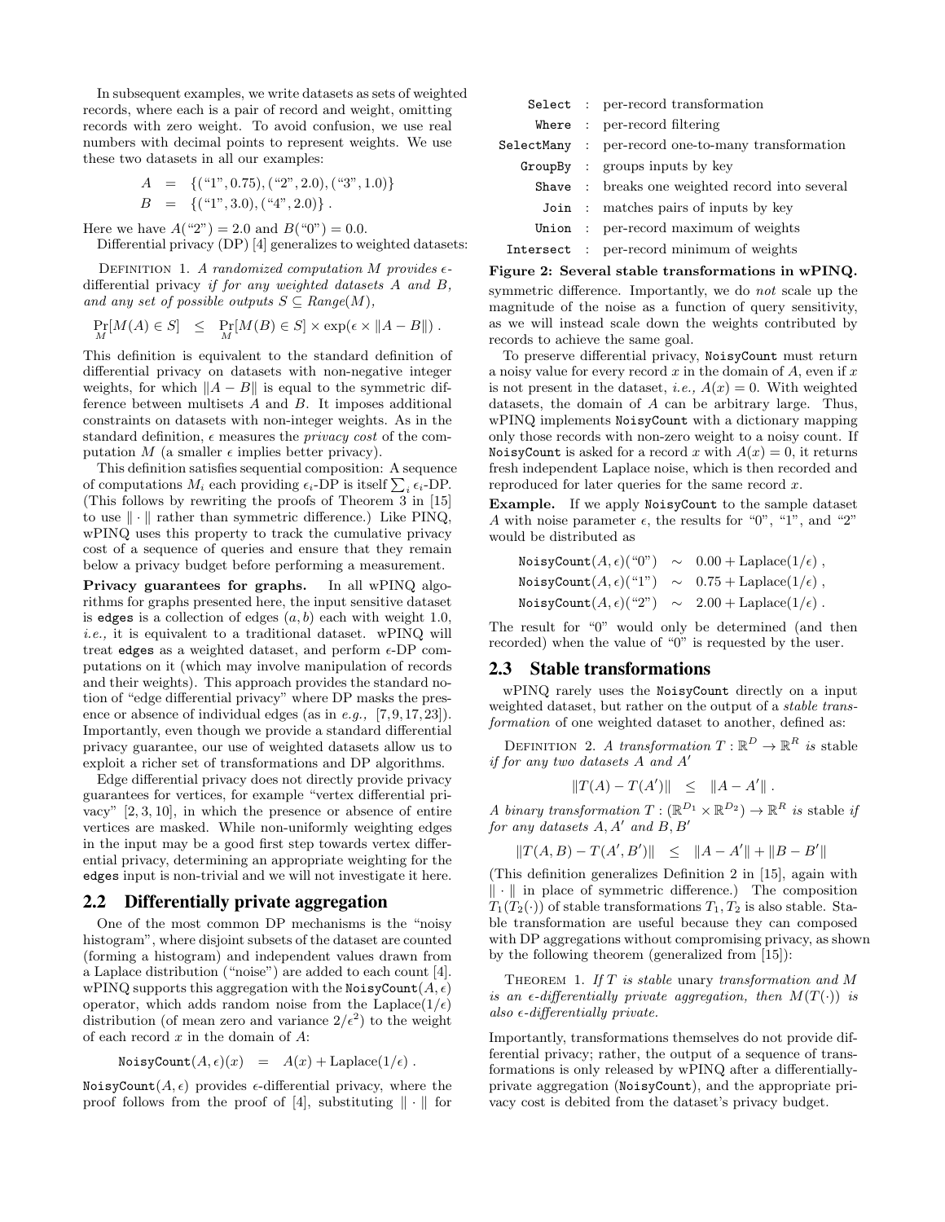In subsequent examples, we write datasets as sets of weighted records, where each is a pair of record and weight, omitting records with zero weight. To avoid confusion, we use real numbers with decimal points to represent weights. We use these two datasets in all our examples:

$$A = \{(\text{"1"}, 0.75), (\text{"2"}, 2.0), (\text{"3"}, 1.0)\}$$
$$B = \{(\text{"1"}, 3.0), (\text{"4"}, 2.0)\} .$$

Here we have $A(\text{"2"}) = 2.0$ and $B(\text{"0"}) = 0.0$.

Differential privacy (DP) [4] generalizes to weighted datasets:

Definition 1. *A randomized computation $M$ provides $\epsilon$-*differential privacy *if for any weighted datasets $A$ and $B$, and any set of possible outputs $S \subseteq Range(M)$,*

$$\Pr_M[M(A) \in S] \quad \leq \quad \Pr_M[M(B) \in S] \times \exp(\epsilon \times \|A - B\|) .$$

This definition is equivalent to the standard definition of differential privacy on datasets with non-negative integer weights, for which $\|A - B\|$ is equal to the symmetric difference between multisets $A$ and $B$. It imposes additional constraints on datasets with non-integer weights. As in the standard definition, $\epsilon$ measures the *privacy cost* of the computation $M$ (a smaller $\epsilon$ implies better privacy).

This definition satisfies sequential composition: A sequence of computations $M_i$ each providing $\epsilon_i$-DP is itself $\sum_i \epsilon_i$-DP. (This follows by rewriting the proofs of Theorem 3 in [15] to use $\|\cdot\|$ rather than symmetric difference.) Like PINQ, wPINQ uses this property to track the cumulative privacy cost of a sequence of queries and ensure that they remain below a privacy budget before performing a measurement.

**Privacy guarantees for graphs.** In all wPINQ algorithms for graphs presented here, the input sensitive dataset is `edges` is a collection of edges $(a, b)$ each with weight 1.0, *i.e.,* it is equivalent to a traditional dataset. wPINQ will treat `edges` as a weighted dataset, and perform $\epsilon$-DP computations on it (which may involve manipulation of records and their weights). This approach provides the standard notion of "edge differential privacy" where DP masks the presence or absence of individual edges (as in *e.g.,* [7,9,17,23]). Importantly, even though we provide a standard differential privacy guarantee, our use of weighted datasets allow us to exploit a richer set of transformations and DP algorithms.

Edge differential privacy does not directly provide privacy guarantees for vertices, for example "vertex differential privacy" [2, 3, 10], in which the presence or absence of entire vertices are masked. While non-uniformly weighting edges in the input may be a good first step towards vertex differential privacy, determining an appropriate weighting for the `edges` input is non-trivial and we will not investigate it here.

## 2.2 Differentially private aggregation

One of the most common DP mechanisms is the "noisy histogram", where disjoint subsets of the dataset are counted (forming a histogram) and independent values drawn from a Laplace distribution ("noise") are added to each count [4]. wPINQ supports this aggregation with the `NoisyCount`$(A, \epsilon)$ operator, which adds random noise from the Laplace$(1/\epsilon)$ distribution (of mean zero and variance $2/\epsilon^2$) to the weight of each record $x$ in the domain of $A$:

$$\texttt{NoisyCount}(A, \epsilon)(x) \quad = \quad A(x) + \text{Laplace}(1/\epsilon) .$$

`NoisyCount`$(A, \epsilon)$ provides $\epsilon$-differential privacy, where the proof follows from the proof of [4], substituting $\|\cdot\|$ for symmetric difference. Importantly, we do *not* scale up the magnitude of the noise as a function of query sensitivity, as we will instead scale down the weights contributed by records to achieve the same goal.

To preserve differential privacy, `NoisyCount` must return a noisy value for every record $x$ in the domain of $A$, even if $x$ is not present in the dataset, *i.e.,* $A(x) = 0$. With weighted datasets, the domain of $A$ can be arbitrary large. Thus, wPINQ implements `NoisyCount` with a dictionary mapping only those records with non-zero weight to a noisy count. If `NoisyCount` is asked for a record $x$ with $A(x) = 0$, it returns fresh independent Laplace noise, which is then recorded and reproduced for later queries for the same record $x$.

**Example.** If we apply `NoisyCount` to the sample dataset $A$ with noise parameter $\epsilon$, the results for "0", "1", and "2" would be distributed as

$$\texttt{NoisyCount}(A, \epsilon)(\text{"0"}) \quad \sim \quad 0.00 + \text{Laplace}(1/\epsilon) ,$$
$$\texttt{NoisyCount}(A, \epsilon)(\text{"1"}) \quad \sim \quad 0.75 + \text{Laplace}(1/\epsilon) ,$$
$$\texttt{NoisyCount}(A, \epsilon)(\text{"2"}) \quad \sim \quad 2.00 + \text{Laplace}(1/\epsilon) .$$

The result for "0" would only be determined (and then recorded) when the value of "0" is requested by the user.

## 2.3 Stable transformations

| | | |
|---|---|---|
| `Select` | : | per-record transformation |
| `Where` | : | per-record filtering |
| `SelectMany` | : | per-record one-to-many transformation |
| `GroupBy` | : | groups inputs by key |
| `Shave` | : | breaks one weighted record into several |
| `Join` | : | matches pairs of inputs by key |
| `Union` | : | per-record maximum of weights |
| `Intersect` | : | per-record minimum of weights |

**Figure 2: Several stable transformations in wPINQ.**

wPINQ rarely uses the `NoisyCount` directly on a input weighted dataset, but rather on the output of a *stable transformation* of one weighted dataset to another, defined as:

Definition 2. *A transformation $T : \mathbb{R}^D \rightarrow \mathbb{R}^R$ is* stable *if for any two datasets $A$ and $A'$*

$$\|T(A) - T(A')\| \quad \leq \quad \|A - A'\| .$$

*A binary transformation $T : (\mathbb{R}^{D_1} \times \mathbb{R}^{D_2}) \rightarrow \mathbb{R}^R$ is* stable *if for any datasets $A, A'$ and $B, B'$*

$$\|T(A, B) - T(A', B')\| \quad \leq \quad \|A - A'\| + \|B - B'\|$$

(This definition generalizes Definition 2 in [15], again with $\|\cdot\|$ in place of symmetric difference.) The composition $T_1(T_2(\cdot))$ of stable transformations $T_1, T_2$ is also stable. Stable transformation are useful because they can composed with DP aggregations without compromising privacy, as shown by the following theorem (generalized from [15]):

Theorem 1. *If $T$ is stable* unary *transformation and $M$ is an $\epsilon$-differentially private aggregation, then $M(T(\cdot))$ is also $\epsilon$-differentially private.*

Importantly, transformations themselves do not provide differential privacy; rather, the output of a sequence of transformations is only released by wPINQ after a differentially-private aggregation (`NoisyCount`), and the appropriate privacy cost is debited from the dataset's privacy budget.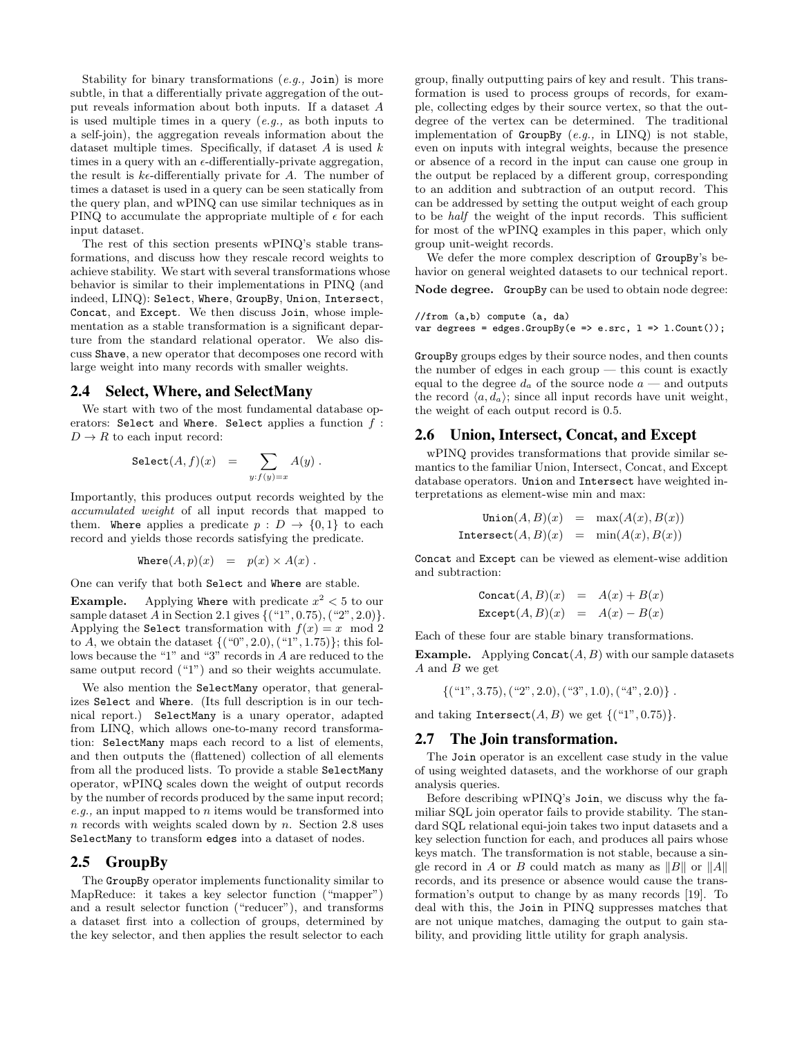Stability for binary transformations (*e.g.,* `Join`) is more subtle, in that a differentially private aggregation of the output reveals information about both inputs. If a dataset $A$ is used multiple times in a query (*e.g.,* as both inputs to a self-join), the aggregation reveals information about the dataset multiple times. Specifically, if dataset $A$ is used $k$ times in a query with an $\epsilon$-differentially-private aggregation, the result is $k\epsilon$-differentially private for $A$. The number of times a dataset is used in a query can be seen statically from the query plan, and wPINQ can use similar techniques as in PINQ to accumulate the appropriate multiple of $\epsilon$ for each input dataset.

The rest of this section presents wPINQ's stable transformations, and discuss how they rescale record weights to achieve stability. We start with several transformations whose behavior is similar to their implementations in PINQ (and indeed, LINQ): `Select`, `Where`, `GroupBy`, `Union`, `Intersect`, `Concat`, and `Except`. We then discuss `Join`, whose implementation as a stable transformation is a significant departure from the standard relational operator. We also discuss `Shave`, a new operator that decomposes one record with large weight into many records with smaller weights.

## 2.4 Select, Where, and SelectMany

We start with two of the most fundamental database operators: `Select` and `Where`. `Select` applies a function $f : D \to R$ to each input record:

$$\texttt{Select}(A, f)(x) \quad = \quad \sum_{y : f(y) = x} A(y) \ .$$

Importantly, this produces output records weighted by the *accumulated weight* of all input records that mapped to them. `Where` applies a predicate $p : D \to \{0, 1\}$ to each record and yields those records satisfying the predicate.

$$\texttt{Where}(A, p)(x) \quad = \quad p(x) \times A(x) \ .$$

One can verify that both `Select` and `Where` are stable.

**Example.** Applying `Where` with predicate $x^2 < 5$ to our sample dataset $A$ in Section 2.1 gives $\{(\text{"1"}, 0.75), (\text{"2"}, 2.0)\}$. Applying the `Select` transformation with $f(x) = x \mod 2$ to $A$, we obtain the dataset $\{(\text{"0"}, 2.0), (\text{"1"}, 1.75)\}$; this follows because the "1" and "3" records in $A$ are reduced to the same output record ("1") and so their weights accumulate.

We also mention the `SelectMany` operator, that generalizes `Select` and `Where`. (Its full description is in our technical report.) `SelectMany` is a unary operator, adapted from LINQ, which allows one-to-many record transformation: `SelectMany` maps each record to a list of elements, and then outputs the (flattened) collection of all elements from all the produced lists. To provide a stable `SelectMany` operator, wPINQ scales down the weight of output records by the number of records produced by the same input record; *e.g.,* an input mapped to $n$ items would be transformed into $n$ records with weights scaled down by $n$. Section 2.8 uses `SelectMany` to transform `edges` into a dataset of nodes.

## 2.5 GroupBy

The `GroupBy` operator implements functionality similar to MapReduce: it takes a key selector function ("mapper") and a result selector function ("reducer"), and transforms a dataset first into a collection of groups, determined by the key selector, and then applies the result selector to each group, finally outputting pairs of key and result. This transformation is used to process groups of records, for example, collecting edges by their source vertex, so that the out-degree of the vertex can be determined. The traditional implementation of `GroupBy` (*e.g.,* in LINQ) is not stable, even on inputs with integral weights, because the presence or absence of a record in the input can cause one group in the output be replaced by a different group, corresponding to an addition and subtraction of an output record. This can be addressed by setting the output weight of each group to be *half* the weight of the input records. This sufficient for most of the wPINQ examples in this paper, which only group unit-weight records.

We defer the more complex description of `GroupBy`'s behavior on general weighted datasets to our technical report.

**Node degree.** `GroupBy` can be used to obtain node degree:

```
//from (a,b) compute (a, da)
var degrees = edges.GroupBy(e => e.src, l => l.Count());
```

`GroupBy` groups edges by their source nodes, and then counts the number of edges in each group — this count is exactly equal to the degree $d_a$ of the source node $a$ — and outputs the record $\langle a, d_a \rangle$; since all input records have unit weight, the weight of each output record is 0.5.

## 2.6 Union, Intersect, Concat, and Except

wPINQ provides transformations that provide similar semantics to the familiar Union, Intersect, Concat, and Except database operators. `Union` and `Intersect` have weighted interpretations as element-wise min and max:

$$\begin{aligned} \texttt{Union}(A, B)(x) &= \max(A(x), B(x)) \\ \texttt{Intersect}(A, B)(x) &= \min(A(x), B(x)) \end{aligned}$$

`Concat` and `Except` can be viewed as element-wise addition and subtraction:

$$\begin{aligned} \texttt{Concat}(A, B)(x) &= A(x) + B(x) \\ \texttt{Except}(A, B)(x) &= A(x) - B(x) \end{aligned}$$

Each of these four are stable binary transformations.

**Example.** Applying $\texttt{Concat}(A, B)$ with our sample datasets $A$ and $B$ we get

$$\{(\text{"1"}, 3.75), (\text{"2"}, 2.0), (\text{"3"}, 1.0), (\text{"4"}, 2.0)\} \ .$$

and taking $\texttt{Intersect}(A, B)$ we get $\{(\text{"1"}, 0.75)\}$.

## 2.7 The Join transformation.

The `Join` operator is an excellent case study in the value of using weighted datasets, and the workhorse of our graph analysis queries.

Before describing wPINQ's `Join`, we discuss why the familiar SQL join operator fails to provide stability. The standard SQL relational equi-join takes two input datasets and a key selection function for each, and produces all pairs whose keys match. The transformation is not stable, because a single record in $A$ or $B$ could match as many as $\|B\|$ or $\|A\|$ records, and its presence or absence would cause the transformation's output to change by as many records [19]. To deal with this, the `Join` in PINQ suppresses matches that are not unique matches, damaging the output to gain stability, and providing little utility for graph analysis.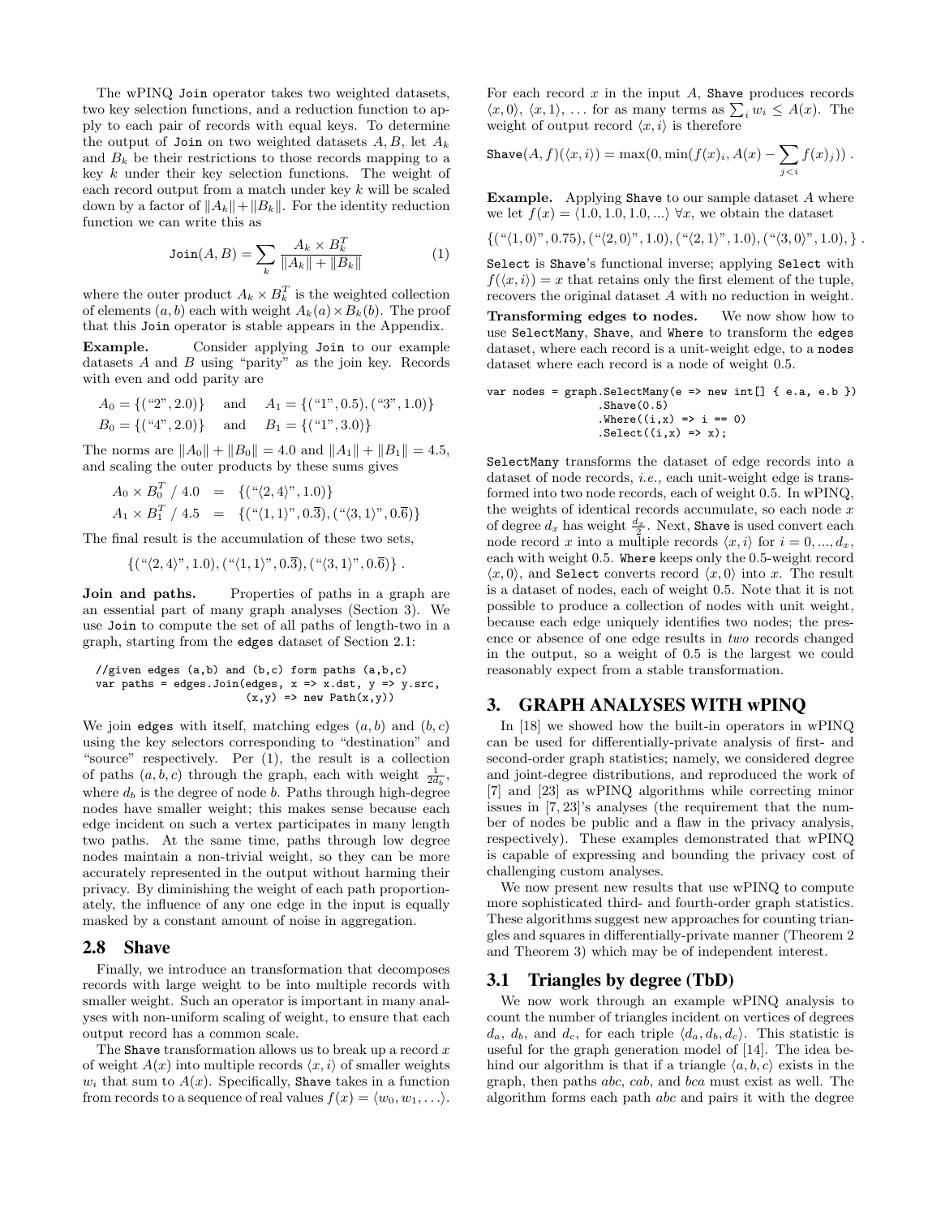The wPINQ `Join` operator takes two weighted datasets, two key selection functions, and a reduction function to apply to each pair of records with equal keys. To determine the output of `Join` on two weighted datasets $A, B$, let $A_k$ and $B_k$ be their restrictions to those records mapping to a key $k$ under their key selection functions. The weight of each record output from a match under key $k$ will be scaled down by a factor of $\|A_k\| + \|B_k\|$. For the identity reduction function we can write this as

$$\texttt{Join}(A, B) = \sum_k \frac{A_k \times B_k^T}{\|A_k\| + \|B_k\|} \tag{1}$$

where the outer product $A_k \times B_k^T$ is the weighted collection of elements $(a, b)$ each with weight $A_k(a) \times B_k(b)$. The proof that this `Join` operator is stable appears in the Appendix.

**Example.** Consider applying `Join` to our example datasets $A$ and $B$ using "parity" as the join key. Records with even and odd parity are

$$A_0 = \{(\text{"2"}, 2.0)\} \quad \text{and} \quad A_1 = \{(\text{"1"}, 0.5), (\text{"3"}, 1.0)\}$$
$$B_0 = \{(\text{"4"}, 2.0)\} \quad \text{and} \quad B_1 = \{(\text{"1"}, 3.0)\}$$

The norms are $\|A_0\| + \|B_0\| = 4.0$ and $\|A_1\| + \|B_1\| = 4.5$, and scaling the outer products by these sums gives

$$A_0 \times B_0^T \;/\; 4.0 \;=\; \{(\text{"}\langle 2, 4\rangle\text{"}, 1.0)\}$$
$$A_1 \times B_1^T \;/\; 4.5 \;=\; \{(\text{"}\langle 1, 1\rangle\text{"}, 0.\overline{3}), (\text{"}\langle 3, 1\rangle\text{"}, 0.\overline{6})\}$$

The final result is the accumulation of these two sets,

$$\{(\text{"}\langle 2, 4\rangle\text{"}, 1.0), (\text{"}\langle 1, 1\rangle\text{"}, 0.\overline{3}), (\text{"}\langle 3, 1\rangle\text{"}, 0.\overline{6})\} .$$

**Join and paths.** Properties of paths in a graph are an essential part of many graph analyses (Section 3). We use `Join` to compute the set of all paths of length-two in a graph, starting from the `edges` dataset of Section 2.1:

```
//given edges (a,b) and (b,c) form paths (a,b,c)
var paths = edges.Join(edges, x => x.dst, y => y.src,
                       (x,y) => new Path(x,y))
```

We join `edges` with itself, matching edges $(a, b)$ and $(b, c)$ using the key selectors corresponding to "destination" and "source" respectively. Per (1), the result is a collection of paths $(a, b, c)$ through the graph, each with weight $\frac{1}{2d_b}$, where $d_b$ is the degree of node $b$. Paths through high-degree nodes have smaller weight; this makes sense because each edge incident on such a vertex participates in many length two paths. At the same time, paths through low degree nodes maintain a non-trivial weight, so they can be more accurately represented in the output without harming their privacy. By diminishing the weight of each path proportionately, the influence of any one edge in the input is equally masked by a constant amount of noise in aggregation.

## 2.8 Shave

Finally, we introduce an transformation that decomposes records with large weight to be into multiple records with smaller weight. Such an operator is important in many analyses with non-uniform scaling of weight, to ensure that each output record has a common scale.

The `Shave` transformation allows us to break up a record $x$ of weight $A(x)$ into multiple records $\langle x, i\rangle$ of smaller weights $w_i$ that sum to $A(x)$. Specifically, `Shave` takes in a function from records to a sequence of real values $f(x) = \langle w_0, w_1, \ldots\rangle$. For each record $x$ in the input $A$, `Shave` produces records $\langle x, 0\rangle$, $\langle x, 1\rangle$, ... for as many terms as $\sum_i w_i \leq A(x)$. The weight of output record $\langle x, i\rangle$ is therefore

$$\texttt{Shave}(A, f)(\langle x, i\rangle) = \max(0, \min(f(x)_i, A(x) - \sum_{j<i} f(x)_j)) .$$

**Example.** Applying `Shave` to our sample dataset $A$ where we let $f(x) = \langle 1.0, 1.0, 1.0, ...\rangle \;\forall x$, we obtain the dataset

$$\{(\text{"}\langle 1, 0\rangle\text{"}, 0.75), (\text{"}\langle 2, 0\rangle\text{"}, 1.0), (\text{"}\langle 2, 1\rangle\text{"}, 1.0), (\text{"}\langle 3, 0\rangle\text{"}, 1.0), \} .$$

`Select` is `Shave`'s functional inverse; applying `Select` with $f(\langle x, i\rangle) = x$ that retains only the first element of the tuple, recovers the original dataset $A$ with no reduction in weight.

**Transforming edges to nodes.** We now show how to use `SelectMany`, `Shave`, and `Where` to transform the `edges` dataset, where each record is a unit-weight edge, to a `nodes` dataset where each record is a node of weight 0.5.

```
var nodes = graph.SelectMany(e => new int[] { e.a, e.b })
                 .Shave(0.5)
                 .Where((i,x) => i == 0)
                 .Select((i,x) => x);
```

`SelectMany` transforms the dataset of edge records into a dataset of node records, *i.e.,* each unit-weight edge is transformed into two node records, each of weight 0.5. In wPINQ, the weights of identical records accumulate, so each node $x$ of degree $d_x$ has weight $\frac{d_x}{2}$. Next, `Shave` is used convert each node record $x$ into a multiple records $\langle x, i\rangle$ for $i = 0, ..., d_x$, each with weight 0.5. `Where` keeps only the 0.5-weight record $\langle x, 0\rangle$, and `Select` converts record $\langle x, 0\rangle$ into $x$. The result is a dataset of nodes, each of weight 0.5. Note that it is not possible to produce a collection of nodes with unit weight, because each edge uniquely identifies two nodes; the presence or absence of one edge results in *two* records changed in the output, so a weight of 0.5 is the largest we could reasonably expect from a stable transformation.

# 3. GRAPH ANALYSES WITH wPINQ

In [18] we showed how the built-in operators in wPINQ can be used for differentially-private analysis of first- and second-order graph statistics; namely, we considered degree and joint-degree distributions, and reproduced the work of [7] and [23] as wPINQ algorithms while correcting minor issues in [7, 23]'s analyses (the requirement that the number of nodes be public and a flaw in the privacy analysis, respectively). These examples demonstrated that wPINQ is capable of expressing and bounding the privacy cost of challenging custom analyses.

We now present new results that use wPINQ to compute more sophisticated third- and fourth-order graph statistics. These algorithms suggest new approaches for counting triangles and squares in differentially-private manner (Theorem 2 and Theorem 3) which may be of independent interest.

## 3.1 Triangles by degree (TbD)

We now work through an example wPINQ analysis to count the number of triangles incident on vertices of degrees $d_a$, $d_b$, and $d_c$, for each triple $\langle d_a, d_b, d_c\rangle$. This statistic is useful for the graph generation model of [14]. The idea behind our algorithm is that if a triangle $\langle a, b, c\rangle$ exists in the graph, then paths *abc*, *cab*, and *bca* must exist as well. The algorithm forms each path *abc* and pairs it with the degree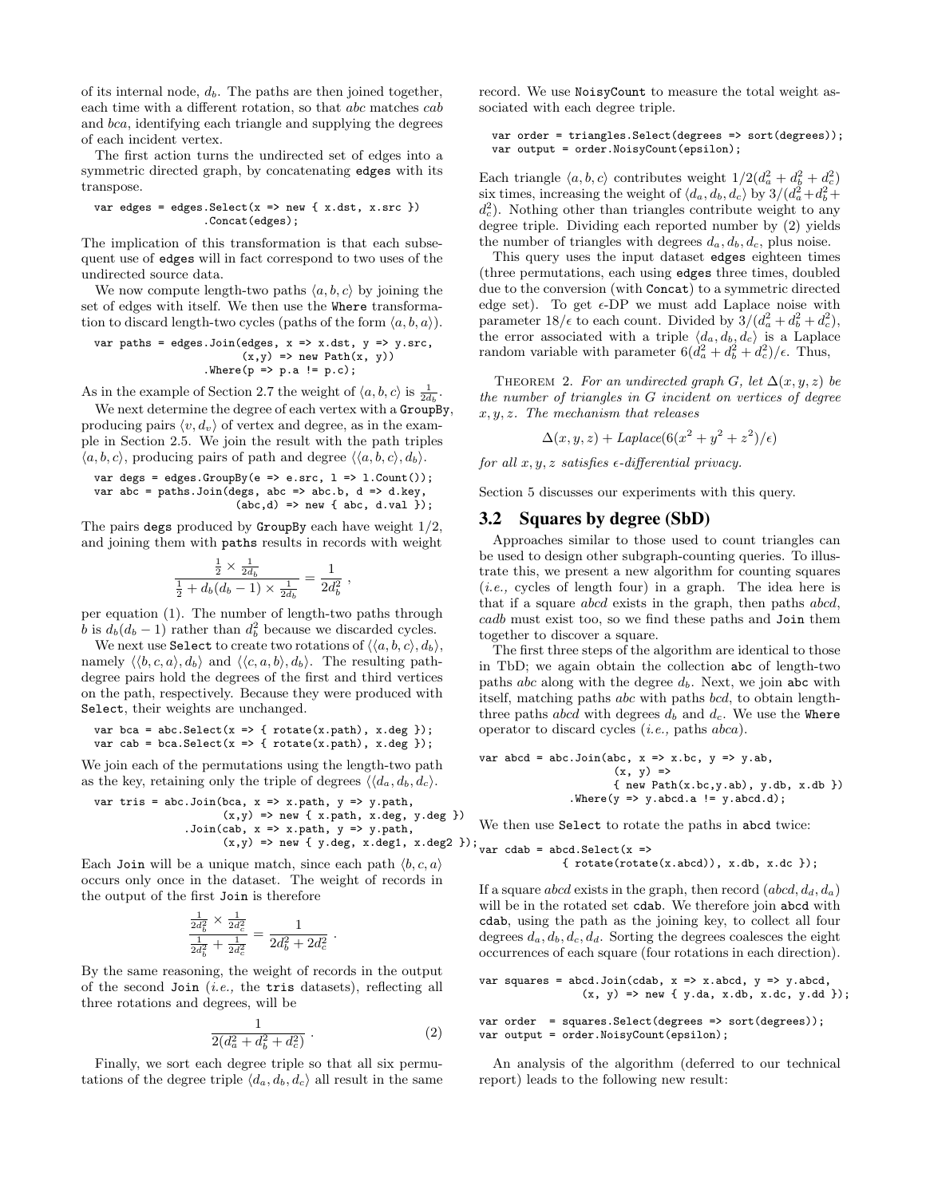of its internal node, $d_b$. The paths are then joined together, each time with a different rotation, so that $abc$ matches $cab$ and $bca$, identifying each triangle and supplying the degrees of each incident vertex.

The first action turns the undirected set of edges into a symmetric directed graph, by concatenating `edges` with its transpose.

```
var edges = edges.Select(x => new { x.dst, x.src })
                 .Concat(edges);
```

The implication of this transformation is that each subsequent use of `edges` will in fact correspond to two uses of the undirected source data.

We now compute length-two paths $\langle a, b, c\rangle$ by joining the set of edges with itself. We then use the `Where` transformation to discard length-two cycles (paths of the form $\langle a, b, a\rangle$).

```
var paths = edges.Join(edges, x => x.dst, y => y.src,
                       (x,y) => new Path(x, y))
                 .Where(p => p.a != p.c);
```

As in the example of Section 2.7 the weight of $\langle a, b, c\rangle$ is $\frac{1}{2d_b}$.

We next determine the degree of each vertex with a `GroupBy`, producing pairs $\langle v, d_v\rangle$ of vertex and degree, as in the example in Section 2.5. We join the result with the path triples $\langle a, b, c\rangle$, producing pairs of path and degree $\langle\langle a, b, c\rangle, d_b\rangle$.

```
var degs = edges.GroupBy(e => e.src, l => l.Count());
var abc = paths.Join(degs, abc => abc.b, d => d.key,
                     (abc,d) => new { abc, d.val });
```

The pairs `degs` produced by `GroupBy` each have weight $1/2$, and joining them with `paths` results in records with weight

$$\frac{\frac{1}{2} \times \frac{1}{2d_b}}{\frac{1}{2} + d_b(d_b - 1) \times \frac{1}{2d_b}} = \frac{1}{2d_b^2}\ ,$$

per equation (1). The number of length-two paths through $b$ is $d_b(d_b - 1)$ rather than $d_b^2$ because we discarded cycles.

We next use `Select` to create two rotations of $\langle\langle a, b, c\rangle, d_b\rangle$, namely $\langle\langle b, c, a\rangle, d_b\rangle$ and $\langle\langle c, a, b\rangle, d_b\rangle$. The resulting path-degree pairs hold the degrees of the first and third vertices on the path, respectively. Because they were produced with `Select`, their weights are unchanged.

```
var bca = abc.Select(x => { rotate(x.path), x.deg });
var cab = bca.Select(x => { rotate(x.path), x.deg });
```

We join each of the permutations using the length-two path as the key, retaining only the triple of degrees $\langle\langle d_a, d_b, d_c\rangle$.

```
var tris = abc.Join(bca, x => x.path, y => y.path,
                    (x,y) => new { x.path, x.deg, y.deg })
              .Join(cab, x => x.path, y => y.path,
                    (x,y) => new { y.deg, x.deg1, x.deg2 });
```

Each `Join` will be a unique match, since each path $\langle b, c, a\rangle$ occurs only once in the dataset. The weight of records in the output of the first `Join` is therefore

$$\frac{\frac{1}{2d_b^2} \times \frac{1}{2d_c^2}}{\frac{1}{2d_b^2} + \frac{1}{2d_c^2}} = \frac{1}{2d_b^2 + 2d_c^2}\ .$$

By the same reasoning, the weight of records in the output of the second `Join` (*i.e.,* the `tris` datasets), reflecting all three rotations and degrees, will be

$$\frac{1}{2(d_a^2 + d_b^2 + d_c^2)}\ . \tag{2}$$

Finally, we sort each degree triple so that all six permutations of the degree triple $\langle d_a, d_b, d_c\rangle$ all result in the same record. We use `NoisyCount` to measure the total weight associated with each degree triple.

```
var order = triangles.Select(degrees => sort(degrees));
var output = order.NoisyCount(epsilon);
```

Each triangle $\langle a, b, c\rangle$ contributes weight $1/2(d_a^2 + d_b^2 + d_c^2)$ six times, increasing the weight of $\langle d_a, d_b, d_c\rangle$ by $3/(d_a^2 + d_b^2 + d_c^2)$. Nothing other than triangles contribute weight to any degree triple. Dividing each reported number by (2) yields the number of triangles with degrees $d_a, d_b, d_c$, plus noise.

This query uses the input dataset `edges` eighteen times (three permutations, each using `edges` three times, doubled due to the conversion (with `Concat`) to a symmetric directed edge set). To get $\epsilon$-DP we must add Laplace noise with parameter $18/\epsilon$ to each count. Divided by $3/(d_a^2 + d_b^2 + d_c^2)$, the error associated with a triple $\langle d_a, d_b, d_c\rangle$ is a Laplace random variable with parameter $6(d_a^2 + d_b^2 + d_c^2)/\epsilon$. Thus,

THEOREM 2. *For an undirected graph $G$, let $\Delta(x, y, z)$ be the number of triangles in $G$ incident on vertices of degree $x, y, z$. The mechanism that releases*

$$\Delta(x, y, z) + Laplace(6(x^2 + y^2 + z^2)/\epsilon)$$

*for all $x, y, z$ satisfies $\epsilon$-differential privacy.*

Section 5 discusses our experiments with this query.

## 3.2 Squares by degree (SbD)

Approaches similar to those used to count triangles can be used to design other subgraph-counting queries. To illustrate this, we present a new algorithm for counting squares (*i.e.,* cycles of length four) in a graph. The idea here is that if a square $abcd$ exists in the graph, then paths $abcd$, $cadb$ must exist too, so we find these paths and `Join` them together to discover a square.

The first three steps of the algorithm are identical to those in TbD; we again obtain the collection `abc` of length-two paths $abc$ along with the degree $d_b$. Next, we join `abc` with itself, matching paths $abc$ with paths $bcd$, to obtain length-three paths $abcd$ with degrees $d_b$ and $d_c$. We use the `Where` operator to discard cycles (*i.e.,* paths $abca$).

```
var abcd = abc.Join(abc, x => x.bc, y => y.ab,
                    (x, y) =>
                    { new Path(x.bc,y.ab), y.db, x.db })
              .Where(y => y.abcd.a != y.abcd.d);
```

We then use `Select` to rotate the paths in `abcd` twice:

```
var cdab = abcd.Select(x =>
           { rotate(rotate(x.abcd)), x.db, x.dc });
```

If a square $abcd$ exists in the graph, then record $(abcd, d_d, d_a)$ will be in the rotated set `cdab`. We therefore join `abcd` with `cdab`, using the path as the joining key, to collect all four degrees $d_a, d_b, d_c, d_d$. Sorting the degrees coalesces the eight occurrences of each square (four rotations in each direction).

```
var squares = abcd.Join(cdab, x => x.abcd, y => y.abcd,
              (x, y) => new { y.da, x.db, x.dc, y.dd });

var order  = squares.Select(degrees => sort(degrees));
var output = order.NoisyCount(epsilon);
```

An analysis of the algorithm (deferred to our technical report) leads to the following new result: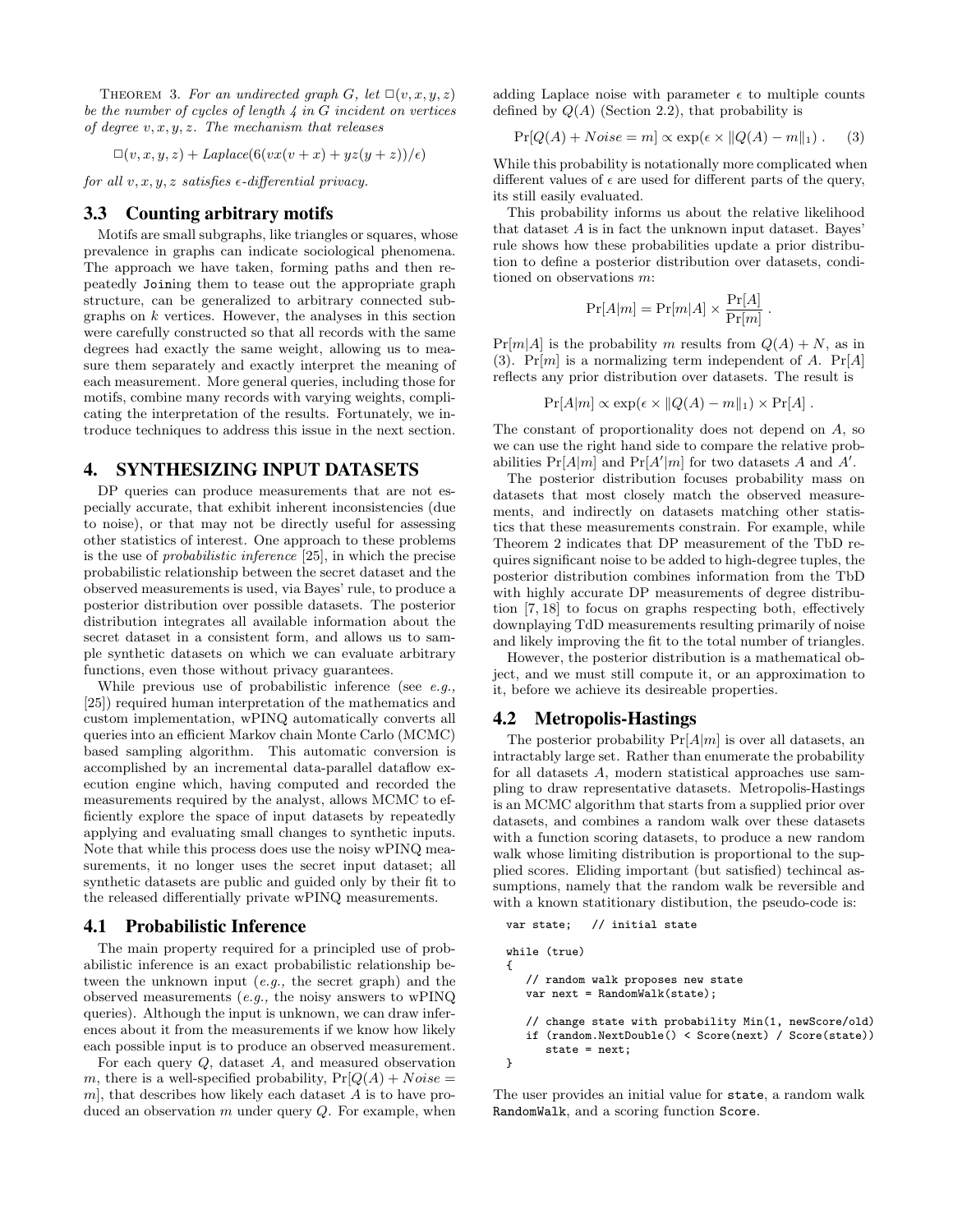THEOREM 3. *For an undirected graph $G$, let $\square(v, x, y, z)$ be the number of cycles of length 4 in $G$ incident on vertices of degree $v, x, y, z$. The mechanism that releases*

$$\square(v, x, y, z) + Laplace(6(vx(v + x) + yz(y + z))/\epsilon)$$

*for all $v, x, y, z$ satisfies $\epsilon$-differential privacy.*

### 3.3 Counting arbitrary motifs

Motifs are small subgraphs, like triangles or squares, whose prevalence in graphs can indicate sociological phenomena. The approach we have taken, forming paths and then repeatedly `Join`ing them to tease out the appropriate graph structure, can be generalized to arbitrary connected subgraphs on $k$ vertices. However, the analyses in this section were carefully constructed so that all records with the same degrees had exactly the same weight, allowing us to measure them separately and exactly interpret the meaning of each measurement. More general queries, including those for motifs, combine many records with varying weights, complicating the interpretation of the results. Fortunately, we introduce techniques to address this issue in the next section.

## 4. SYNTHESIZING INPUT DATASETS

DP queries can produce measurements that are not especially accurate, that exhibit inherent inconsistencies (due to noise), or that may not be directly useful for assessing other statistics of interest. One approach to these problems is the use of *probabilistic inference* [25], in which the precise probabilistic relationship between the secret dataset and the observed measurements is used, via Bayes' rule, to produce a posterior distribution over possible datasets. The posterior distribution integrates all available information about the secret dataset in a consistent form, and allows us to sample synthetic datasets on which we can evaluate arbitrary functions, even those without privacy guarantees.

While previous use of probabilistic inference (see *e.g.,* [25]) required human interpretation of the mathematics and custom implementation, wPINQ automatically converts all queries into an efficient Markov chain Monte Carlo (MCMC) based sampling algorithm. This automatic conversion is accomplished by an incremental data-parallel dataflow execution engine which, having computed and recorded the measurements required by the analyst, allows MCMC to efficiently explore the space of input datasets by repeatedly applying and evaluating small changes to synthetic inputs. Note that while this process does use the noisy wPINQ measurements, it no longer uses the secret input dataset; all synthetic datasets are public and guided only by their fit to the released differentially private wPINQ measurements.

### 4.1 Probabilistic Inference

The main property required for a principled use of probabilistic inference is an exact probabilistic relationship between the unknown input (*e.g.,* the secret graph) and the observed measurements (*e.g.,* the noisy answers to wPINQ queries). Although the input is unknown, we can draw inferences about it from the measurements if we know how likely each possible input is to produce an observed measurement.

For each query $Q$, dataset $A$, and measured observation $m$, there is a well-specified probability, $\Pr[Q(A) + Noise = m]$, that describes how likely each dataset $A$ is to have produced an observation $m$ under query $Q$. For example, when adding Laplace noise with parameter $\epsilon$ to multiple counts defined by $Q(A)$ (Section 2.2), that probability is

$$\Pr[Q(A) + Noise = m] \propto \exp(\epsilon \times \|Q(A) - m\|_1) . \quad (3)$$

While this probability is notationally more complicated when different values of $\epsilon$ are used for different parts of the query, its still easily evaluated.

This probability informs us about the relative likelihood that dataset $A$ is in fact the unknown input dataset. Bayes' rule shows how these probabilities update a prior distribution to define a posterior distribution over datasets, conditioned on observations $m$:

$$\Pr[A|m] = \Pr[m|A] \times \frac{\Pr[A]}{\Pr[m]} .$$

$\Pr[m|A]$ is the probability $m$ results from $Q(A) + N$, as in (3). $\Pr[m]$ is a normalizing term independent of $A$. $\Pr[A]$ reflects any prior distribution over datasets. The result is

$$\Pr[A|m] \propto \exp(\epsilon \times \|Q(A) - m\|_1) \times \Pr[A] .$$

The constant of proportionality does not depend on $A$, so we can use the right hand side to compare the relative probabilities $\Pr[A|m]$ and $\Pr[A'|m]$ for two datasets $A$ and $A'$.

The posterior distribution focuses probability mass on datasets that most closely match the observed measurements, and indirectly on datasets matching other statistics that these measurements constrain. For example, while Theorem 2 indicates that DP measurement of the TbD requires significant noise to be added to high-degree tuples, the posterior distribution combines information from the TbD with highly accurate DP measurements of degree distribution [7, 18] to focus on graphs respecting both, effectively downplaying TdD measurements resulting primarily of noise and likely improving the fit to the total number of triangles.

However, the posterior distribution is a mathematical object, and we must still compute it, or an approximation to it, before we achieve its desireable properties.

### 4.2 Metropolis-Hastings

The posterior probability $\Pr[A|m]$ is over all datasets, an intractably large set. Rather than enumerate the probability for all datasets $A$, modern statistical approaches use sampling to draw representative datasets. Metropolis-Hastings is an MCMC algorithm that starts from a supplied prior over datasets, and combines a random walk over these datasets with a function scoring datasets, to produce a new random walk whose limiting distribution is proportional to the supplied scores. Eliding important (but satisfied) techincal assumptions, namely that the random walk be reversible and with a known statitionary distibution, the pseudo-code is:

```
var state;   // initial state

while (true)
{
   // random walk proposes new state
   var next = RandomWalk(state);

   // change state with probability Min(1, newScore/old)
   if (random.NextDouble() < Score(next) / Score(state))
      state = next;
}
```

The user provides an initial value for `state`, a random walk `RandomWalk`, and a scoring function `Score`.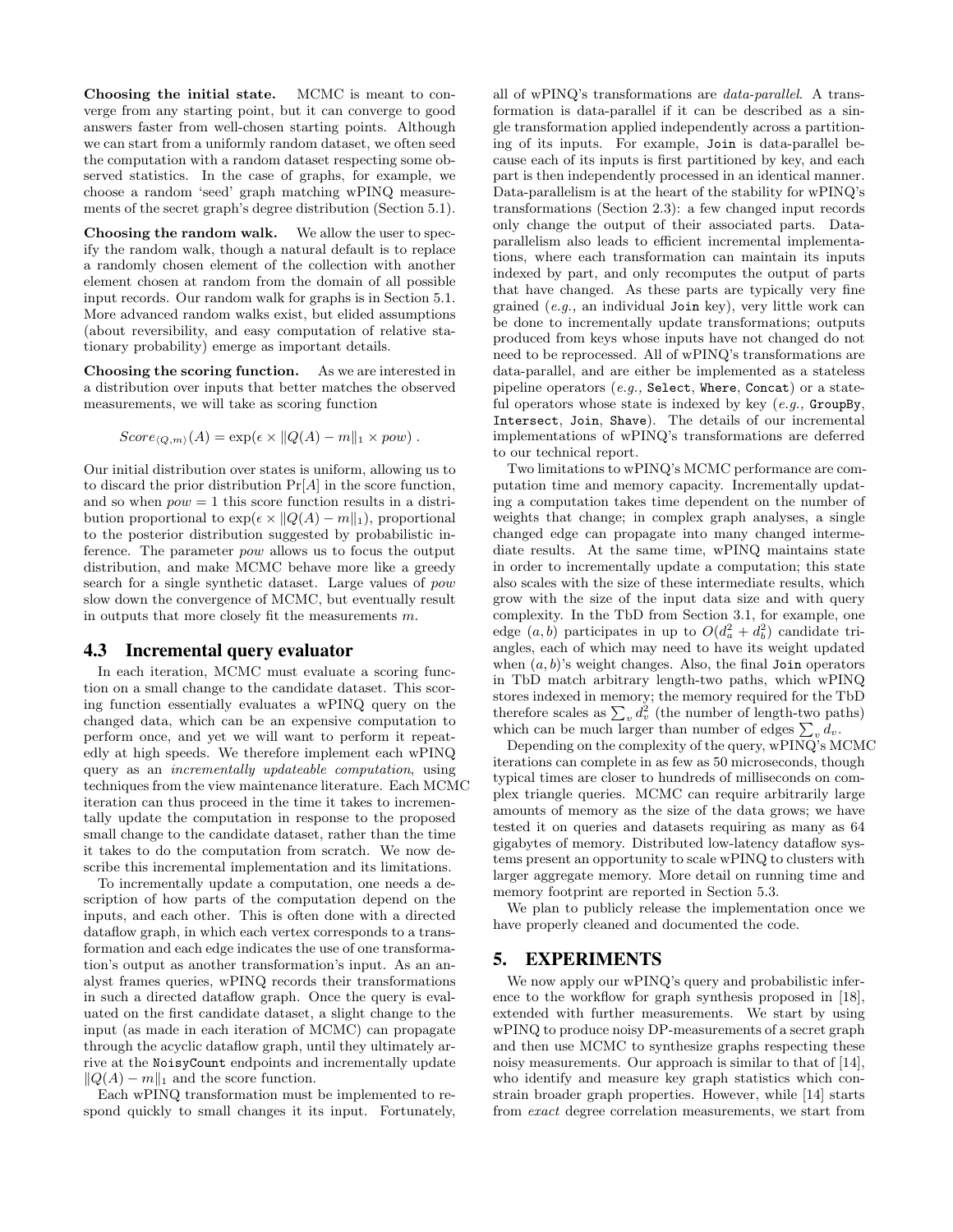**Choosing the initial state.** MCMC is meant to converge from any starting point, but it can converge to good answers faster from well-chosen starting points. Although we can start from a uniformly random dataset, we often seed the computation with a random dataset respecting some observed statistics. In the case of graphs, for example, we choose a random 'seed' graph matching wPINQ measurements of the secret graph's degree distribution (Section 5.1).

**Choosing the random walk.** We allow the user to specify the random walk, though a natural default is to replace a randomly chosen element of the collection with another element chosen at random from the domain of all possible input records. Our random walk for graphs is in Section 5.1. More advanced random walks exist, but elided assumptions (about reversibility, and easy computation of relative stationary probability) emerge as important details.

**Choosing the scoring function.** As we are interested in a distribution over inputs that better matches the observed measurements, we will take as scoring function

$$Score_{\langle Q,m \rangle}(A) = \exp(\epsilon \times \|Q(A) - m\|_1 \times pow) .$$

Our initial distribution over states is uniform, allowing us to to discard the prior distribution $\Pr[A]$ in the score function, and so when $pow = 1$ this score function results in a distribution proportional to $\exp(\epsilon \times \|Q(A) - m\|_1)$, proportional to the posterior distribution suggested by probabilistic inference. The parameter *pow* allows us to focus the output distribution, and make MCMC behave more like a greedy search for a single synthetic dataset. Large values of *pow* slow down the convergence of MCMC, but eventually result in outputs that more closely fit the measurements $m$.

## 4.3 Incremental query evaluator

In each iteration, MCMC must evaluate a scoring function on a small change to the candidate dataset. This scoring function essentially evaluates a wPINQ query on the changed data, which can be an expensive computation to perform once, and yet we will want to perform it repeatedly at high speeds. We therefore implement each wPINQ query as an *incrementally updateable computation*, using techniques from the view maintenance literature. Each MCMC iteration can thus proceed in the time it takes to incrementally update the computation in response to the proposed small change to the candidate dataset, rather than the time it takes to do the computation from scratch. We now describe this incremental implementation and its limitations.

To incrementally update a computation, one needs a description of how parts of the computation depend on the inputs, and each other. This is often done with a directed dataflow graph, in which each vertex corresponds to a transformation and each edge indicates the use of one transformation's output as another transformation's input. As an analyst frames queries, wPINQ records their transformations in such a directed dataflow graph. Once the query is evaluated on the first candidate dataset, a slight change to the input (as made in each iteration of MCMC) can propagate through the acyclic dataflow graph, until they ultimately arrive at the `NoisyCount` endpoints and incrementally update $\|Q(A) - m\|_1$ and the score function.

Each wPINQ transformation must be implemented to respond quickly to small changes it its input. Fortunately, all of wPINQ's transformations are *data-parallel*. A transformation is data-parallel if it can be described as a single transformation applied independently across a partitioning of its inputs. For example, `Join` is data-parallel because each of its inputs is first partitioned by key, and each part is then independently processed in an identical manner. Data-parallelism is at the heart of the stability for wPINQ's transformations (Section 2.3): a few changed input records only change the output of their associated parts. Data-parallelism also leads to efficient incremental implementations, where each transformation can maintain its inputs indexed by part, and only recomputes the output of parts that have changed. As these parts are typically very fine grained (*e.g.,* an individual `Join` key), very little work can be done to incrementally update transformations; outputs produced from keys whose inputs have not changed do not need to be reprocessed. All of wPINQ's transformations are data-parallel, and are either be implemented as a stateless pipeline operators (*e.g.,* `Select`, `Where`, `Concat`) or a stateful operators whose state is indexed by key (*e.g.,* `GroupBy`, `Intersect`, `Join`, `Shave`). The details of our incremental implementations of wPINQ's transformations are deferred to our technical report.

Two limitations to wPINQ's MCMC performance are computation time and memory capacity. Incrementally updating a computation takes time dependent on the number of weights that change; in complex graph analyses, a single changed edge can propagate into many changed intermediate results. At the same time, wPINQ maintains state in order to incrementally update a computation; this state also scales with the size of these intermediate results, which grow with the size of the input data size and with query complexity. In the TbD from Section 3.1, for example, one edge $(a, b)$ participates in up to $O(d_a^2 + d_b^2)$ candidate triangles, each of which may need to have its weight updated when $(a, b)$'s weight changes. Also, the final `Join` operators in TbD match arbitrary length-two paths, which wPINQ stores indexed in memory; the memory required for the TbD therefore scales as $\sum_v d_v^2$ (the number of length-two paths) which can be much larger than number of edges $\sum_v d_v$.

Depending on the complexity of the query, wPINQ's MCMC iterations can complete in as few as 50 microseconds, though typical times are closer to hundreds of milliseconds on complex triangle queries. MCMC can require arbitrarily large amounts of memory as the size of the data grows; we have tested it on queries and datasets requiring as many as 64 gigabytes of memory. Distributed low-latency dataflow systems present an opportunity to scale wPINQ to clusters with larger aggregate memory. More detail on running time and memory footprint are reported in Section 5.3.

We plan to publicly release the implementation once we have properly cleaned and documented the code.

# 5. EXPERIMENTS

We now apply our wPINQ's query and probabilistic inference to the workflow for graph synthesis proposed in [18], extended with further measurements. We start by using wPINQ to produce noisy DP-measurements of a secret graph and then use MCMC to synthesize graphs respecting these noisy measurements. Our approach is similar to that of [14], who identify and measure key graph statistics which constrain broader graph properties. However, while [14] starts from *exact* degree correlation measurements, we start from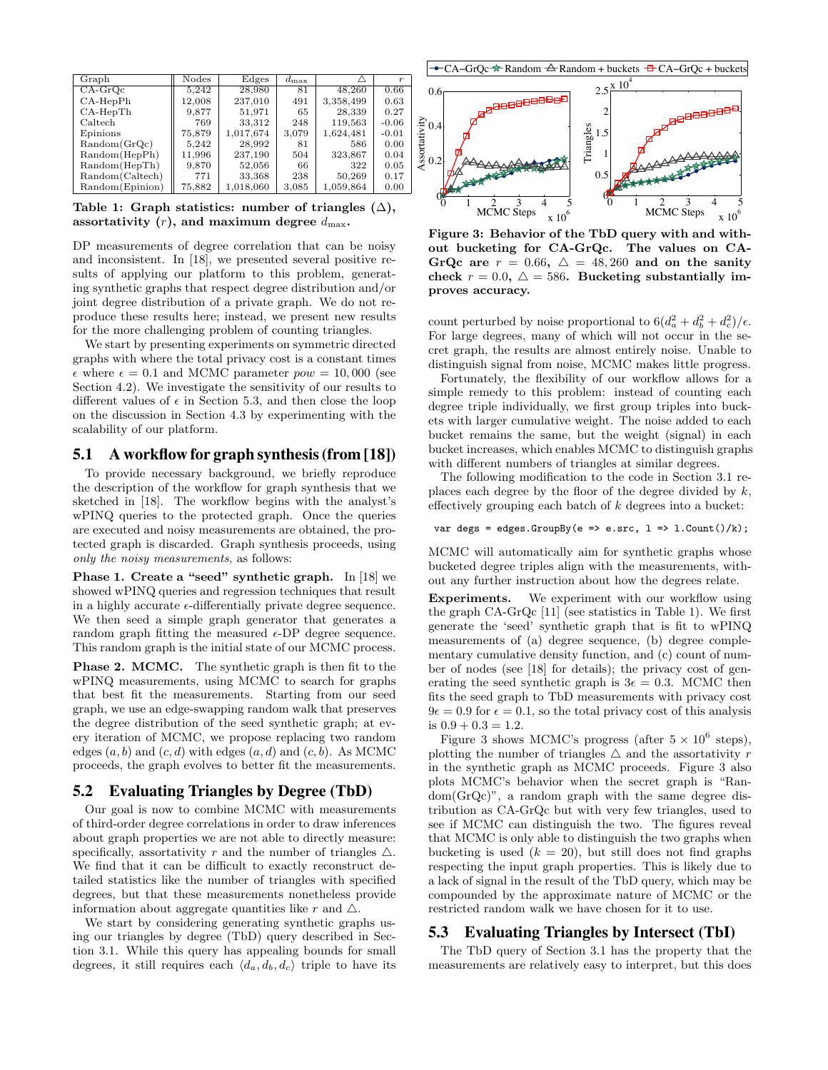| Graph | Nodes | Edges | $d_{\max}$ | △ | $r$ |
|---|---|---|---|---|---|
| CA-GrQc | 5,242 | 28,980 | 81 | 48,260 | 0.66 |
| CA-HepPh | 12,008 | 237,010 | 491 | 3,358,499 | 0.63 |
| CA-HepTh | 9,877 | 51,971 | 65 | 28,339 | 0.27 |
| Caltech | 769 | 33,312 | 248 | 119,563 | -0.06 |
| Epinions | 75,879 | 1,017,674 | 3,079 | 1,624,481 | -0.01 |
| Random(GrQc) | 5,242 | 28,992 | 81 | 586 | 0.00 |
| Random(HepPh) | 11,996 | 237,190 | 504 | 323,867 | 0.04 |
| Random(HepTh) | 9,870 | 52,056 | 66 | 322 | 0.05 |
| Random(Caltech) | 771 | 33,368 | 238 | 50,269 | 0.17 |
| Random(Epinion) | 75,882 | 1,018,060 | 3,085 | 1,059,864 | 0.00 |

**Table 1: Graph statistics: number of triangles (△), assortativity ($r$), and maximum degree $d_{\max}$.**

DP measurements of degree correlation that can be noisy and inconsistent. In [18], we presented several positive results of applying our platform to this problem, generating synthetic graphs that respect degree distribution and/or joint degree distribution of a private graph. We do not reproduce these results here; instead, we present new results for the more challenging problem of counting triangles.

We start by presenting experiments on symmetric directed graphs with where the total privacy cost is a constant times $\epsilon$ where $\epsilon = 0.1$ and MCMC parameter *pow* = 10,000 (see Section 4.2). We investigate the sensitivity of our results to different values of $\epsilon$ in Section 5.3, and then close the loop on the discussion in Section 4.3 by experimenting with the scalability of our platform.

## 5.1 A workflow for graph synthesis (from [18])

To provide necessary background, we briefly reproduce the description of the workflow for graph synthesis that we sketched in [18]. The workflow begins with the analyst's wPINQ queries to the protected graph. Once the queries are executed and noisy measurements are obtained, the protected graph is discarded. Graph synthesis proceeds, using *only the noisy measurements*, as follows:

**Phase 1. Create a "seed" synthetic graph.** In [18] we showed wPINQ queries and regression techniques that result in a highly accurate $\epsilon$-differentially private degree sequence. We then seed a simple graph generator that generates a random graph fitting the measured $\epsilon$-DP degree sequence. This random graph is the initial state of our MCMC process.

**Phase 2. MCMC.** The synthetic graph is then fit to the wPINQ measurements, using MCMC to search for graphs that best fit the measurements. Starting from our seed graph, we use an edge-swapping random walk that preserves the degree distribution of the seed synthetic graph; at every iteration of MCMC, we propose replacing two random edges $(a, b)$ and $(c, d)$ with edges $(a, d)$ and $(c, b)$. As MCMC proceeds, the graph evolves to better fit the measurements.

## 5.2 Evaluating Triangles by Degree (TbD)

Our goal is now to combine MCMC with measurements of third-order degree correlations in order to draw inferences about graph properties we are not able to directly measure: specifically, assortativity $r$ and the number of triangles △. We find that it can be difficult to exactly reconstruct detailed statistics like the number of triangles with specified degrees, but that these measurements nonetheless provide information about aggregate quantities like $r$ and △.

We start by considering generating synthetic graphs using our triangles by degree (TbD) query described in Section 3.1. While this query has appealing bounds for small degrees, it still requires each $\langle d_a, d_b, d_c\rangle$ triple to have its count perturbed by noise proportional to $6(d_a^2 + d_b^2 + d_c^2)/\epsilon$. For large degrees, many of which will not occur in the secret graph, the results are almost entirely noise. Unable to distinguish signal from noise, MCMC makes little progress.

**Figure 3: Behavior of the TbD query with and without bucketing for CA-GrQc. The values on CA-GrQc are $r = 0.66$, △ $= 48,260$ and on the sanity check $r = 0.0$, △ $= 586$. Bucketing substantially improves accuracy.**

Fortunately, the flexibility of our workflow allows for a simple remedy to this problem: instead of counting each degree triple individually, we first group triples into buckets with larger cumulative weight. The noise added to each bucket remains the same, but the weight (signal) in each bucket increases, which enables MCMC to distinguish graphs with different numbers of triangles at similar degrees.

The following modification to the code in Section 3.1 replaces each degree by the floor of the degree divided by $k$, effectively grouping each batch of $k$ degrees into a bucket:

```
var degs = edges.GroupBy(e => e.src, l => l.Count()/k);
```

MCMC will automatically aim for synthetic graphs whose bucketed degree triples align with the measurements, without any further instruction about how the degrees relate.

**Experiments.** We experiment with our workflow using the graph CA-GrQc [11] (see statistics in Table 1). We first generate the 'seed' synthetic graph that is fit to wPINQ measurements of (a) degree sequence, (b) degree complementary cumulative density function, and (c) count of number of nodes (see [18] for details); the privacy cost of generating the seed synthetic graph is $3\epsilon = 0.3$. MCMC then fits the seed graph to TbD measurements with privacy cost $9\epsilon = 0.9$ for $\epsilon = 0.1$, so the total privacy cost of this analysis is $0.9 + 0.3 = 1.2$.

Figure 3 shows MCMC's progress (after $5 \times 10^6$ steps), plotting the number of triangles △ and the assortativity $r$ in the synthetic graph as MCMC proceeds. Figure 3 also plots MCMC's behavior when the secret graph is "Random(GrQc)", a random graph with the same degree distribution as CA-GrQc but with very few triangles, used to see if MCMC can distinguish the two. The figures reveal that MCMC is only able to distinguish the two graphs when bucketing is used ($k = 20$), but still does not find graphs respecting the input graph properties. This is likely due to a lack of signal in the result of the TbD query, which may be compounded by the approximate nature of MCMC or the restricted random walk we have chosen for it to use.

## 5.3 Evaluating Triangles by Intersect (TbI)

The TbD query of Section 3.1 has the property that the measurements are relatively easy to interpret, but this does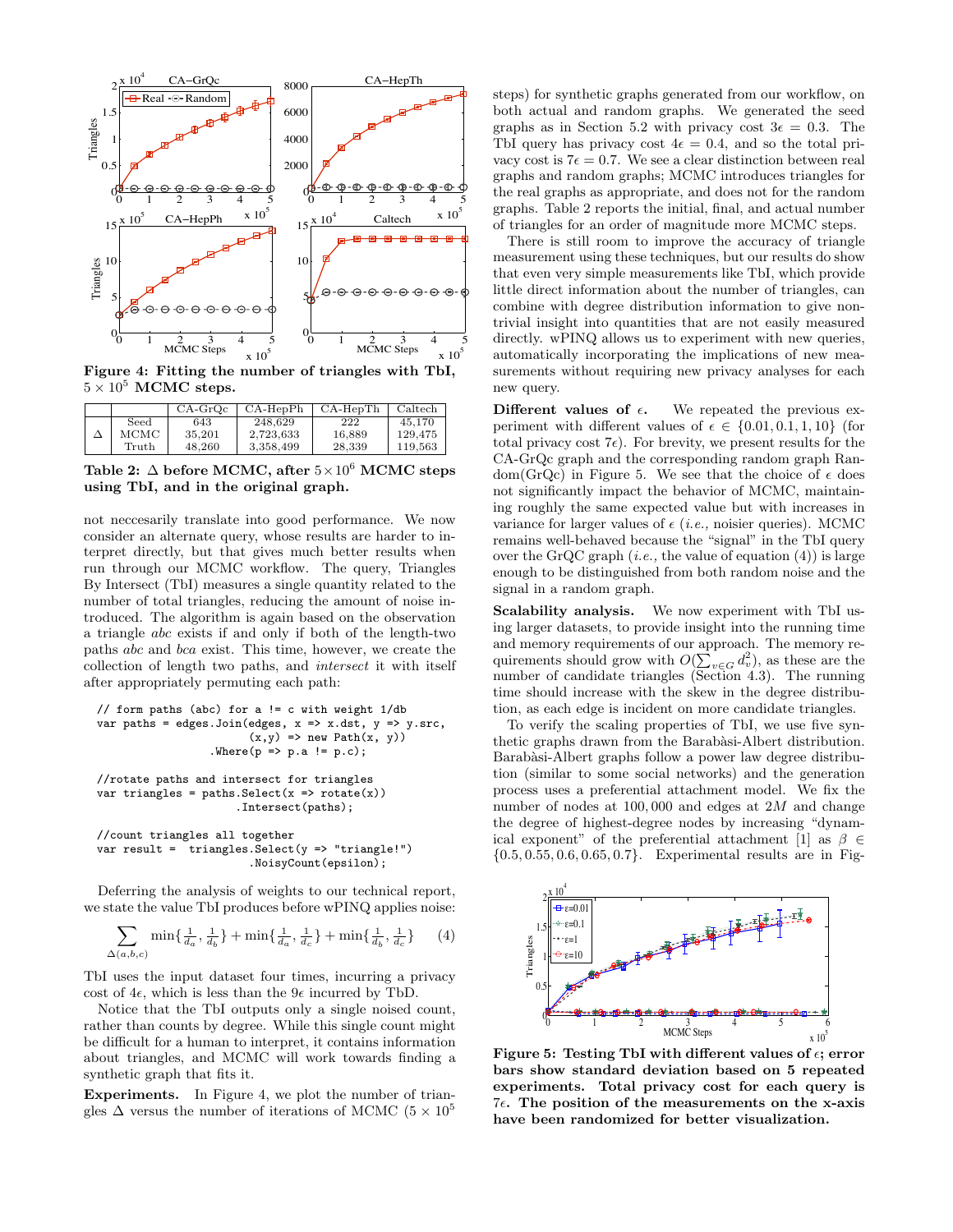**Figure 4: Fitting the number of triangles with TbI, $5 \times 10^5$ MCMC steps.**

| | | CA-GrQc | CA-HepPh | CA-HepTh | Caltech |
|---|---|---|---|---|---|
| $\Delta$ | Seed | 643 | 248,629 | 222 | 45,170 |
| | MCMC | 35,201 | 2,723,633 | 16,889 | 129,475 |
| | Truth | 48,260 | 3,358,499 | 28,339 | 119,563 |

**Table 2: $\Delta$ before MCMC, after $5\times10^6$ MCMC steps using TbI, and in the original graph.**

not neccesarily translate into good performance. We now consider an alternate query, whose results are harder to interpret directly, but that gives much better results when run through our MCMC workflow. The query, Triangles By Intersect (TbI) measures a single quantity related to the number of total triangles, reducing the amount of noise introduced. The algorithm is again based on the observation a triangle *abc* exists if and only if both of the length-two paths *abc* and *bca* exist. This time, however, we create the collection of length two paths, and *intersect* it with itself after appropriately permuting each path:

```
// form paths (abc) for a != c with weight 1/db
var paths = edges.Join(edges, x => x.dst, y => y.src,
                       (x,y) => new Path(x, y))
                 .Where(p => p.a != p.c);

//rotate paths and intersect for triangles
var triangles = paths.Select(x => rotate(x))
                     .Intersect(paths);

//count triangles all together
var result =  triangles.Select(y => "triangle!")
                       .NoisyCount(epsilon);
```

Deferring the analysis of weights to our technical report, we state the value TbI produces before wPINQ applies noise:

$$\sum_{\Delta(a,b,c)} \min\{\tfrac{1}{d_a}, \tfrac{1}{d_b}\} + \min\{\tfrac{1}{d_a}, \tfrac{1}{d_c}\} + \min\{\tfrac{1}{d_b}, \tfrac{1}{d_c}\} \qquad (4)$$

TbI uses the input dataset four times, incurring a privacy cost of $4\epsilon$, which is less than the $9\epsilon$ incurred by TbD.

Notice that the TbI outputs only a single noised count, rather than counts by degree. While this single count might be difficult for a human to interpret, it contains information about triangles, and MCMC will work towards finding a synthetic graph that fits it.

**Experiments.** In Figure 4, we plot the number of triangles $\Delta$ versus the number of iterations of MCMC ($5 \times 10^5$ steps) for synthetic graphs generated from our workflow, on both actual and random graphs. We generated the seed graphs as in Section 5.2 with privacy cost $3\epsilon = 0.3$. The TbI query has privacy cost $4\epsilon = 0.4$, and so the total privacy cost is $7\epsilon = 0.7$. We see a clear distinction between real graphs and random graphs; MCMC introduces triangles for the real graphs as appropriate, and does not for the random graphs. Table 2 reports the initial, final, and actual number of triangles for an order of magnitude more MCMC steps.

There is still room to improve the accuracy of triangle measurement using these techniques, but our results do show that even very simple measurements like TbI, which provide little direct information about the number of triangles, can combine with degree distribution information to give non-trivial insight into quantities that are not easily measured directly. wPINQ allows us to experiment with new queries, automatically incorporating the implications of new measurements without requiring new privacy analyses for each new query.

**Different values of $\epsilon$.** We repeated the previous experiment with different values of $\epsilon \in \{0.01, 0.1, 1, 10\}$ (for total privacy cost $7\epsilon$). For brevity, we present results for the CA-GrQc graph and the corresponding random graph Random(GrQc) in Figure 5. We see that the choice of $\epsilon$ does not significantly impact the behavior of MCMC, maintaining roughly the same expected value but with increases in variance for larger values of $\epsilon$ (*i.e.,* noisier queries). MCMC remains well-behaved because the "signal" in the TbI query over the GrQC graph (*i.e.,* the value of equation (4)) is large enough to be distinguished from both random noise and the signal in a random graph.

**Scalability analysis.** We now experiment with TbI using larger datasets, to provide insight into the running time and memory requirements of our approach. The memory requirements should grow with $O(\sum_{v\in G} d_v^2)$, as these are the number of candidate triangles (Section 4.3). The running time should increase with the skew in the degree distribution, as each edge is incident on more candidate triangles.

To verify the scaling properties of TbI, we use five synthetic graphs drawn from the Barabàsi-Albert distribution. Barabàsi-Albert graphs follow a power law degree distribution (similar to some social networks) and the generation process uses a preferential attachment model. We fix the number of nodes at $100,000$ and edges at $2M$ and change the degree of highest-degree nodes by increasing "dynamical exponent" of the preferential attachment [1] as $\beta \in \{0.5, 0.55, 0.6, 0.65, 0.7\}$. Experimental results are in Fig-

**Figure 5: Testing TbI with different values of $\epsilon$; error bars show standard deviation based on 5 repeated experiments. Total privacy cost for each query is $7\epsilon$. The position of the measurements on the x-axis have been randomized for better visualization.**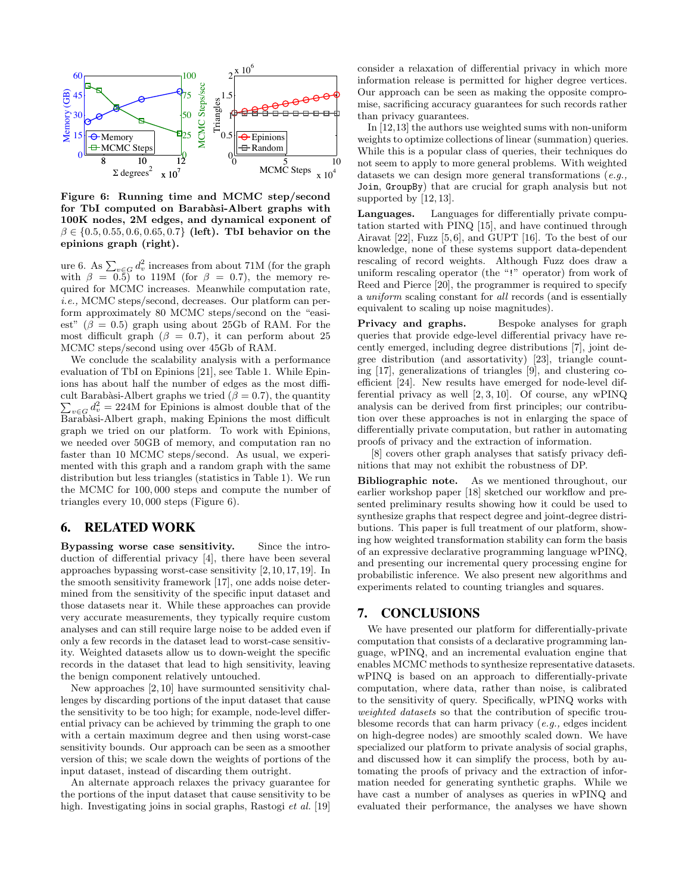**Figure 6: Running time and MCMC step/second for TbI computed on Barabàsi-Albert graphs with 100K nodes, 2M edges, and dynamical exponent of $\beta \in \{0.5, 0.55, 0.6, 0.65, 0.7\}$ (left). TbI behavior on the epinions graph (right).**

ure 6. As $\sum_{v \in G} d_v^2$ increases from about 71M (for the graph with $\beta = 0.5$) to 119M (for $\beta = 0.7$), the memory required for MCMC increases. Meanwhile computation rate, *i.e.,* MCMC steps/second, decreases. Our platform can perform approximately 80 MCMC steps/second on the "easiest" ($\beta = 0.5$) graph using about 25Gb of RAM. For the most difficult graph ($\beta = 0.7$) it can perform about 25 MCMC steps/second using over 45Gb of RAM.

We conclude the scalability analysis with a performance evaluation of TbI on Epinions [21], see Table 1. While Epinions has about half the number of edges as the most difficult Barabàsi-Albert graphs we tried ($\beta = 0.7$), the quantity $\sum_{v \in G} d_v^2 = 224$M for Epinions is almost double that of the Barabàsi-Albert graph, making Epinions the most difficult graph we tried on our platform. To work with Epinions, we needed over 50GB of memory, and computation ran no faster than 10 MCMC steps/second. As usual, we experimented with this graph and a random graph with the same distribution but less triangles (statistics in Table 1). We run the MCMC for 100,000 steps and compute the number of triangles every 10,000 steps (Figure 6).

## 6. RELATED WORK

**Bypassing worse case sensitivity.** Since the introduction of differential privacy [4], there have been several approaches bypassing worst-case sensitivity [2, 10, 17, 19]. In the smooth sensitivity framework [17], one adds noise determined from the sensitivity of the specific input dataset and those datasets near it. While these approaches can provide very accurate measurements, they typically require custom analyses and can still require large noise to be added even if only a few records in the dataset lead to worst-case sensitivity. Weighted datasets allow us to down-weight the specific records in the dataset that lead to high sensitivity, leaving the benign component relatively untouched.

New approaches [2, 10] have surmounted sensitivity challenges by discarding portions of the input dataset that cause the sensitivity to be too high; for example, node-level differential privacy can be achieved by trimming the graph to one with a certain maximum degree and then using worst-case sensitivity bounds. Our approach can be seen as a smoother version of this; we scale down the weights of portions of the input dataset, instead of discarding them outright.

An alternate approach relaxes the privacy guarantee for the portions of the input dataset that cause sensitivity to be high. Investigating joins in social graphs, Rastogi *et al.* [19] consider a relaxation of differential privacy in which more information release is permitted for higher degree vertices. Our approach can be seen as making the opposite compromise, sacrificing accuracy guarantees for such records rather than privacy guarantees.

In [12,13] the authors use weighted sums with non-uniform weights to optimize collections of linear (summation) queries. While this is a popular class of queries, their techniques do not seem to apply to more general problems. With weighted datasets we can design more general transformations (*e.g.,* `Join`, `GroupBy`) that are crucial for graph analysis but not supported by [12, 13].

**Languages.** Languages for differentially private computation started with PINQ [15], and have continued through Airavat [22], Fuzz [5,6], and GUPT [16]. To the best of our knowledge, none of these systems support data-dependent rescaling of record weights. Although Fuzz does draw a uniform rescaling operator (the "!" operator) from work of Reed and Pierce [20], the programmer is required to specify a *uniform* scaling constant for *all* records (and is essentially equivalent to scaling up noise magnitudes).

**Privacy and graphs.** Bespoke analyses for graph queries that provide edge-level differential privacy have recently emerged, including degree distributions [7], joint degree distribution (and assortativity) [23], triangle counting [17], generalizations of triangles [9], and clustering coefficient [24]. New results have emerged for node-level differential privacy as well [2, 3, 10]. Of course, any wPINQ analysis can be derived from first principles; our contribution over these approaches is not in enlarging the space of differentially private computation, but rather in automating proofs of privacy and the extraction of information.

[8] covers other graph analyses that satisfy privacy definitions that may not exhibit the robustness of DP.

**Bibliographic note.** As we mentioned throughout, our earlier workshop paper [18] sketched our workflow and presented preliminary results showing how it could be used to synthesize graphs that respect degree and joint-degree distributions. This paper is full treatment of our platform, showing how weighted transformation stability can form the basis of an expressive declarative programming language wPINQ, and presenting our incremental query processing engine for probabilistic inference. We also present new algorithms and experiments related to counting triangles and squares.

## 7. CONCLUSIONS

We have presented our platform for differentially-private computation that consists of a declarative programming language, wPINQ, and an incremental evaluation engine that enables MCMC methods to synthesize representative datasets. wPINQ is based on an approach to differentially-private computation, where data, rather than noise, is calibrated to the sensitivity of query. Specifically, wPINQ works with *weighted datasets* so that the contribution of specific troublesome records that can harm privacy (*e.g.,* edges incident on high-degree nodes) are smoothly scaled down. We have specialized our platform to private analysis of social graphs, and discussed how it can simplify the process, both by automating the proofs of privacy and the extraction of information needed for generating synthetic graphs. While we have cast a number of analyses as queries in wPINQ and evaluated their performance, the analyses we have shown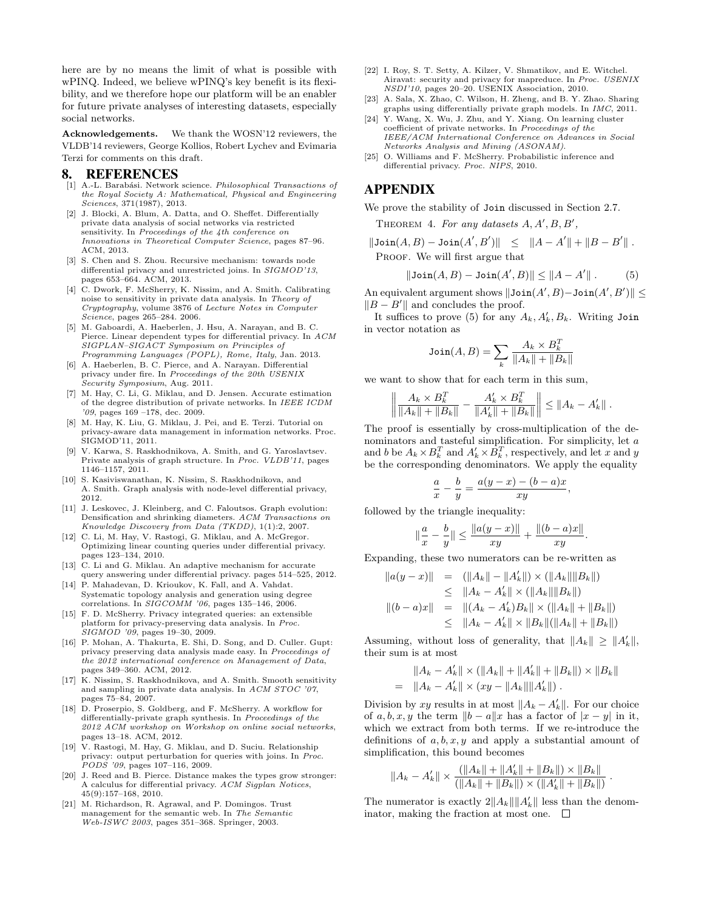here are by no means the limit of what is possible with wPINQ. Indeed, we believe wPINQ's key benefit is its flexibility, and we therefore hope our platform will be an enabler for future private analyses of interesting datasets, especially social networks.

**Acknowledgements.** We thank the WOSN'12 reviewers, the VLDB'14 reviewers, George Kollios, Robert Lychev and Evimaria Terzi for comments on this draft.

# 8. REFERENCES

[1] A.-L. Barabási. Network science. *Philosophical Transactions of the Royal Society A: Mathematical, Physical and Engineering Sciences*, 371(1987), 2013.

[2] J. Blocki, A. Blum, A. Datta, and O. Sheffet. Differentially private data analysis of social networks via restricted sensitivity. In *Proceedings of the 4th conference on Innovations in Theoretical Computer Science*, pages 87–96. ACM, 2013.

[3] S. Chen and S. Zhou. Recursive mechanism: towards node differential privacy and unrestricted joins. In *SIGMOD'13*, pages 653–664. ACM, 2013.

[4] C. Dwork, F. McSherry, K. Nissim, and A. Smith. Calibrating noise to sensitivity in private data analysis. In *Theory of Cryptography*, volume 3876 of *Lecture Notes in Computer Science*, pages 265–284. 2006.

[5] M. Gaboardi, A. Haeberlen, J. Hsu, A. Narayan, and B. C. Pierce. Linear dependent types for differential privacy. In *ACM SIGPLAN–SIGACT Symposium on Principles of Programming Languages (POPL), Rome, Italy*, Jan. 2013.

[6] A. Haeberlen, B. C. Pierce, and A. Narayan. Differential privacy under fire. In *Proceedings of the 20th USENIX Security Symposium*, Aug. 2011.

[7] M. Hay, C. Li, G. Miklau, and D. Jensen. Accurate estimation of the degree distribution of private networks. In *IEEE ICDM '09*, pages 169 –178, dec. 2009.

[8] M. Hay, K. Liu, G. Miklau, J. Pei, and E. Terzi. Tutorial on privacy-aware data management in information networks. Proc. SIGMOD'11, 2011.

[9] V. Karwa, S. Raskhodnikova, A. Smith, and G. Yaroslavtsev. Private analysis of graph structure. In *Proc. VLDB'11*, pages 1146–1157, 2011.

[10] S. Kasiviswanathan, K. Nissim, S. Raskhodnikova, and A. Smith. Graph analysis with node-level differential privacy, 2012.

[11] J. Leskovec, J. Kleinberg, and C. Faloutsos. Graph evolution: Densification and shrinking diameters. *ACM Transactions on Knowledge Discovery from Data (TKDD)*, 1(1):2, 2007.

[12] C. Li, M. Hay, V. Rastogi, G. Miklau, and A. McGregor. Optimizing linear counting queries under differential privacy. pages 123–134, 2010.

[13] C. Li and G. Miklau. An adaptive mechanism for accurate query answering under differential privacy. pages 514–525, 2012.

[14] P. Mahadevan, D. Krioukov, K. Fall, and A. Vahdat. Systematic topology analysis and generation using degree correlations. In *SIGCOMM '06*, pages 135–146, 2006.

[15] F. D. McSherry. Privacy integrated queries: an extensible platform for privacy-preserving data analysis. In *Proc. SIGMOD '09*, pages 19–30, 2009.

[16] P. Mohan, A. Thakurta, E. Shi, D. Song, and D. Culler. Gupt: privacy preserving data analysis made easy. In *Proceedings of the 2012 international conference on Management of Data*, pages 349–360. ACM, 2012.

[17] K. Nissim, S. Raskhodnikova, and A. Smith. Smooth sensitivity and sampling in private data analysis. In *ACM STOC '07*, pages 75–84, 2007.

[18] D. Proserpio, S. Goldberg, and F. McSherry. A workflow for differentially-private graph synthesis. In *Proceedings of the 2012 ACM workshop on Workshop on online social networks*, pages 13–18. ACM, 2012.

[19] V. Rastogi, M. Hay, G. Miklau, and D. Suciu. Relationship privacy: output perturbation for queries with joins. In *Proc. PODS '09*, pages 107–116, 2009.

[20] J. Reed and B. Pierce. Distance makes the types grow stronger: A calculus for differential privacy. *ACM Sigplan Notices*, 45(9):157–168, 2010.

[21] M. Richardson, R. Agrawal, and P. Domingos. Trust management for the semantic web. In *The Semantic Web-ISWC 2003*, pages 351–368. Springer, 2003.

[22] I. Roy, S. T. Setty, A. Kilzer, V. Shmatikov, and E. Witchel. Airavat: security and privacy for mapreduce. In *Proc. USENIX NSDI'10*, pages 20–20. USENIX Association, 2010.

[23] A. Sala, X. Zhao, C. Wilson, H. Zheng, and B. Y. Zhao. Sharing graphs using differentially private graph models. In *IMC*, 2011.

[24] Y. Wang, X. Wu, J. Zhu, and Y. Xiang. On learning cluster coefficient of private networks. In *Proceedings of the IEEE/ACM International Conference on Advances in Social Networks Analysis and Mining (ASONAM)*.

[25] O. Williams and F. McSherry. Probabilistic inference and differential privacy. *Proc. NIPS*, 2010.

# APPENDIX

We prove the stability of `Join` discussed in Section 2.7.

THEOREM 4. *For any datasets* $A, A', B, B'$,

$$\|\texttt{Join}(A,B) - \texttt{Join}(A',B')\| \leq \|A - A'\| + \|B - B'\| .$$

PROOF. We will first argue that

$$\|\texttt{Join}(A,B) - \texttt{Join}(A',B)\| \leq \|A - A'\| . \qquad (5)$$

An equivalent argument shows $\|\texttt{Join}(A',B) - \texttt{Join}(A',B')\| \leq \|B - B'\|$ and concludes the proof.

It suffices to prove (5) for any $A_k, A'_k, B_k$. Writing `Join` in vector notation as

$$\texttt{Join}(A,B) = \sum_k \frac{A_k \times B_k^T}{\|A_k\| + \|B_k\|}$$

we want to show that for each term in this sum,

$$\left\| \frac{A_k \times B_k^T}{\|A_k\| + \|B_k\|} - \frac{A'_k \times B_k^T}{\|A'_k\| + \|B_k\|} \right\| \leq \|A_k - A'_k\| .$$

The proof is essentially by cross-multiplication of the denominators and tasteful simplification. For simplicity, let $a$ and $b$ be $A_k \times B_k^T$ and $A'_k \times B_k^T$, respectively, and let $x$ and $y$ be the corresponding denominators. We apply the equality

$$\frac{a}{x} - \frac{b}{y} = \frac{a(y-x) - (b-a)x}{xy},$$

followed by the triangle inequality:

$$\|\frac{a}{x} - \frac{b}{y}\| \leq \frac{\|a(y-x)\|}{xy} + \frac{\|(b-a)x\|}{xy}.$$

Expanding, these two numerators can be re-written as

$$\begin{aligned}
\|a(y-x)\| &= (\|A_k\| - \|A'_k\|) \times (\|A_k\|\|B_k\|) \\
&\leq \|A_k - A'_k\| \times (\|A_k\|\|B_k\|) \\
\|(b-a)x\| &= \|(A_k - A'_k)B_k\| \times (\|A_k\| + \|B_k\|) \\
&\leq \|A_k - A'_k\| \times \|B_k\|(\|A_k\| + \|B_k\|)
\end{aligned}$$

Assuming, without loss of generality, that $\|A_k\| \geq \|A'_k\|$, their sum is at most

$$\begin{aligned}
& \|A_k - A'_k\| \times (\|A_k\| + \|A'_k\| + \|B_k\|) \times \|B_k\| \\
= \; & \|A_k - A'_k\| \times (xy - \|A_k\|\|A'_k\|) .
\end{aligned}$$

Division by $xy$ results in at most $\|A_k - A'_k\|$. For our choice of $a, b, x, y$ the term $\|b - a\|x$ has a factor of $|x - y|$ in it, which we extract from both terms. If we re-introduce the definitions of $a, b, x, y$ and apply a substantial amount of simplification, this bound becomes

$$\|A_k - A'_k\| \times \frac{(\|A_k\| + \|A'_k\| + \|B_k\|) \times \|B_k\|}{(\|A_k\| + \|B_k\|) \times (\|A'_k\| + \|B_k\|)} .$$

The numerator is exactly $2\|A_k\|\|A'_k\|$ less than the denominator, making the fraction at most one. □